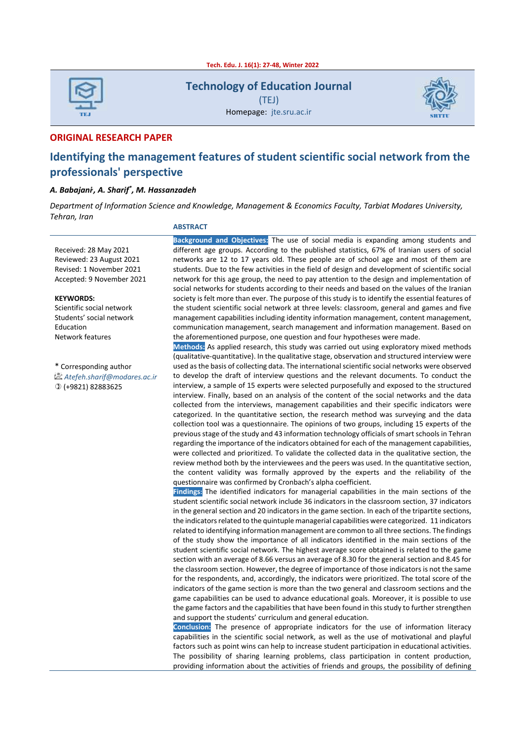# Technology of Education Journal

(TEJ)

Homepage: jte.sru.ac.ir

**ORIGINAL RESEARCH PAPER**

# Identifying the management features of student scientific social network from the professionals' perspective

***A. Babajani, A. Sharif*, M. Hassanzadeh***

*Department of Information Science and Knowledge, Management & Economics Faculty, Tarbiat Modares University, Tehran, Iran*

Received: 28 May 2021
Reviewed: 23 August 2021
Revised: 1 November 2021
Accepted: 9 November 2021

**KEYWORDS:**
Scientific social network
Students' social network
Education
Network features

\* Corresponding author
*Atefeh.sharif@modares.ac.ir*
(+9821) 82883625

## ABSTRACT

**Background and Objectives:** The use of social media is expanding among students and different age groups. According to the published statistics, 67% of Iranian users of social networks are 12 to 17 years old. These people are of school age and most of them are students. Due to the few activities in the field of design and development of scientific social network for this age group, the need to pay attention to the design and implementation of social networks for students according to their needs and based on the values of the Iranian society is felt more than ever. The purpose of this study is to identify the essential features of the student scientific social network at three levels: classroom, general and games and five management capabilities including identity information management, content management, communication management, search management and information management. Based on the aforementioned purpose, one question and four hypotheses were made.

**Methods:** As applied research, this study was carried out using exploratory mixed methods (qualitative-quantitative). In the qualitative stage, observation and structured interview were used as the basis of collecting data. The international scientific social networks were observed to develop the draft of interview questions and the relevant documents. To conduct the interview, a sample of 15 experts were selected purposefully and exposed to the structured interview. Finally, based on an analysis of the content of the social networks and the data collected from the interviews, management capabilities and their specific indicators were categorized. In the quantitative section, the research method was surveying and the data collection tool was a questionnaire. The opinions of two groups, including 15 experts of the previous stage of the study and 43 information technology officials of smart schools in Tehran regarding the importance of the indicators obtained for each of the management capabilities, were collected and prioritized. To validate the collected data in the qualitative section, the review method both by the interviewees and the peers was used. In the quantitative section, the content validity was formally approved by the experts and the reliability of the questionnaire was confirmed by Cronbach's alpha coefficient.

**Findings:** The identified indicators for managerial capabilities in the main sections of the student scientific social network include 36 indicators in the classroom section, 37 indicators in the general section and 20 indicators in the game section. In each of the tripartite sections, the indicators related to the quintuple managerial capabilities were categorized. 11 indicators related to identifying information management are common to all three sections. The findings of the study show the importance of all indicators identified in the main sections of the student scientific social network. The highest average score obtained is related to the game section with an average of 8.66 versus an average of 8.30 for the general section and 8.45 for the classroom section. However, the degree of importance of those indicators is not the same for the respondents, and, accordingly, the indicators were prioritized. The total score of the indicators of the game section is more than the two general and classroom sections and the game capabilities can be used to advance educational goals. Moreover, it is possible to use the game factors and the capabilities that have been found in this study to further strengthen and support the students' curriculum and general education.

**Conclusion:** The presence of appropriate capabilities for the use of information literacy capabilities in the scientific social network, as well as the use of motivational and playful factors such as point wins can help to increase student participation in educational activities. The possibility of sharing learning problems, class participation in content production, providing information about the activities of friends and groups, the possibility of defining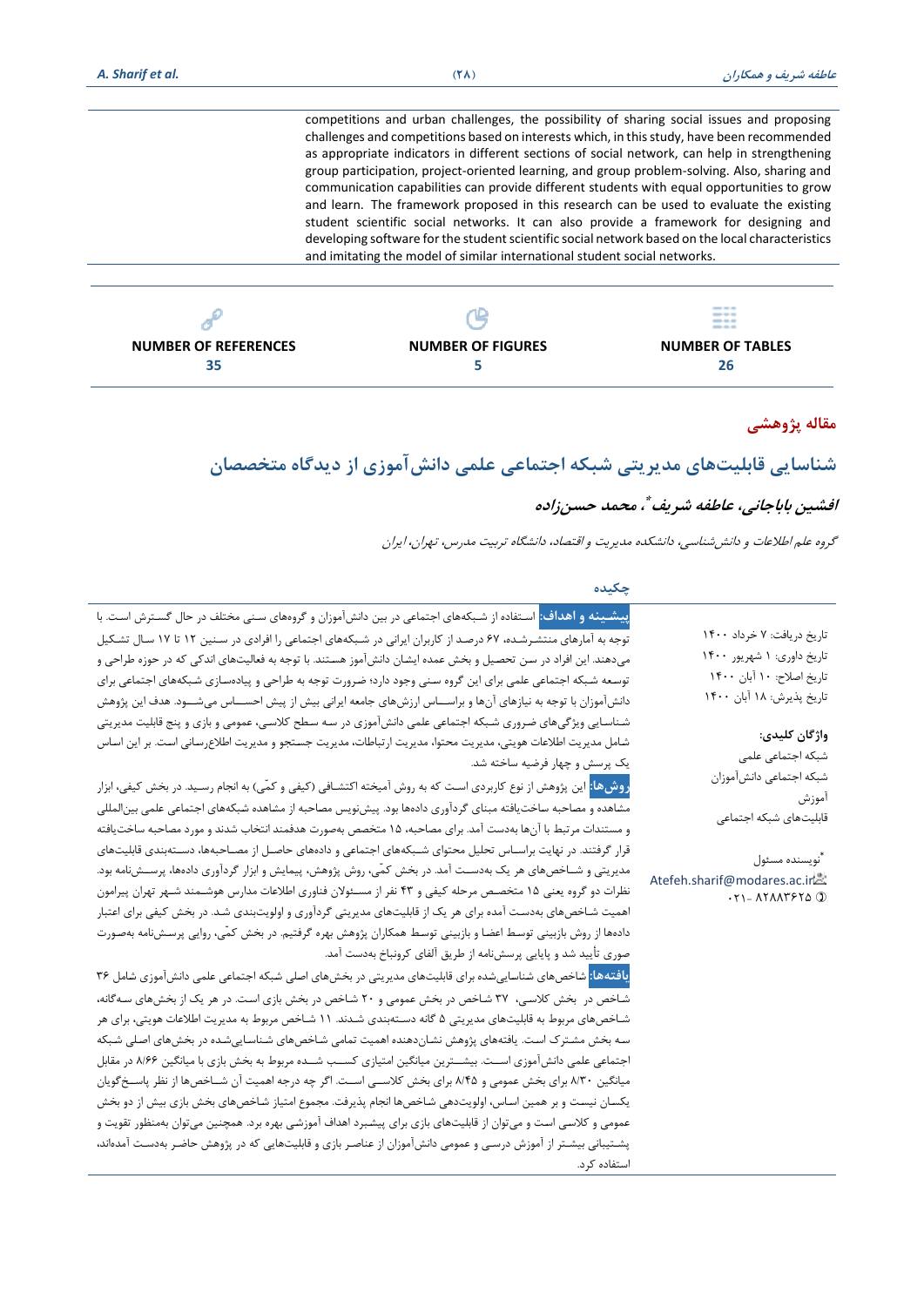competitions and urban challenges, the possibility of sharing social issues and proposing challenges and competitions based on interests which, in this study, have been recommended as appropriate indicators in different sections of social network, can help in strengthening group participation, project-oriented learning, and group problem-solving. Also, sharing and communication capabilities can provide different students with equal opportunities to grow and learn. The framework proposed in this research can be used to evaluate the existing student scientific social networks. It can also provide a framework for designing and developing software for the student scientific social network based on the local characteristics and imitating the model of similar international student social networks.

| NUMBER OF REFERENCES | NUMBER OF FIGURES | NUMBER OF TABLES |
| --- | --- | --- |
| 35 | 5 | 26 |

**مقاله پژوهشی**

# شناسایی قابلیت‌های مدیریتی شبکه اجتماعی علمی دانش‌آموزی از دیدگاه متخصصان

**افشین باباجانی، عاطفه شریف\*، محمد حسن‌زاده**

*گروه علم اطلاعات و دانش‌شناسی، دانشکده مدیریت و اقتصاد، دانشگاه تربیت مدرس، تهران، ایران*

تاریخ دریافت: ۷ خرداد ۱۴۰۰
تاریخ داوری: ۱ شهریور ۱۴۰۰
تاریخ اصلاح: ۱۰ آبان ۱۴۰۰
تاریخ پذیرش: ۱۸ آبان ۱۴۰۰

**واژگان کلیدی:**
شبکه اجتماعی علمی
شبکه اجتماعی دانش‌آموزان
آموزش
قابلیت‌های شبکه اجتماعی

\*نویسنده مسئول
Atefeh.sharif@modares.ac.ir
۰۲۱- ۸۲۸۸۳۶۲۵

## چکیده

**پیشینه و اهداف:** استفاده از شبکه‌های اجتماعی در بین دانش‌آموزان و گروه‌های سنی مختلف در حال گسترش است. با توجه به آمارهای منتشرشده، ۶۷ درصد از کاربران ایرانی در شبکه‌های اجتماعی را افرادی در سنین ۱۲ تا ۱۷ سال تشکیل می‌دهند. این افراد در سن تحصیل و بخش عمده ایشان دانش‌آموز هستند. با توجه به فعالیت‌های اندکی که در حوزه طراحی و توسعه شبکه اجتماعی علمی برای این گروه سنی وجود دارد؛ ضرورت توجه به طراحی و پیاده‌سازی شبکه‌های اجتماعی برای دانش‌آموزان با توجه به نیازهای آن‌ها و براساس ارزش‌های جامعه ایرانی بیش از پیش احساس می‌شود. هدف این پژوهش شناسایی ویژگی‌های ضروری شبکه اجتماعی علمی دانش‌آموزی در سه سطح کلاسی، عمومی و بازی و پنج قابلیت مدیریتی شامل مدیریت اطلاعات هویتی، مدیریت محتوا، مدیریت ارتباطات، مدیریت جستجو و مدیریت اطلاع‌رسانی است. بر این اساس یک پرسش و چهار فرضیه ساخته شد.

**روش‌ها:** این پژوهش از نوع کاربردی است که به روش آمیخته اکتشافی (کیفی و کمّی) به انجام رسید. در بخش کیفی، ابزار مشاهده و مصاحبه ساخت‌یافته مبنای گردآوری داده‌ها بود. پیش‌نویس مصاحبه از مشاهده شبکه‌های اجتماعی علمی بین‌المللی و مستندات مرتبط با آن‌ها به‌دست آمد. برای مصاحبه، ۱۵ متخصص به‌صورت هدفمند انتخاب شدند و مورد مصاحبه ساخت‌یافته قرار گرفتند. در نهایت براساس تحلیل محتوای شبکه‌های اجتماعی و داده‌های حاصل از مصاحبه‌ها، دسته‌بندی قابلیت‌های مدیریتی و شاخص‌های هر یک به‌دست آمد. در بخش کمّی، روش پژوهش، پیمایش و ابزار گردآوری داده‌ها، پرسش‌نامه بود. نظرات دو گروه یعنی ۱۵ متخصص مرحله کیفی و ۴۳ نفر از مسئولان فناوری اطلاعات مدارس هوشمند شهر تهران پیرامون اهمیت شاخص‌های به‌دست آمده برای هر یک از قابلیت‌های مدیریتی گردآوری و اولویت‌بندی شد. در بخش کیفی برای اعتبار داده‌ها از روش بازبینی توسط اعضا و بازبینی توسط همکاران پژوهش بهره گرفتیم. در بخش کمّی، روایی پرسش‌نامه به‌صورت صوری تأیید شد و پایایی پرسش‌نامه از طریق آلفای کرونباخ به‌دست آمد.

**یافته‌ها:** شاخص‌های شناسایی‌شده برای قابلیت‌های مدیریتی در بخش‌های اصلی شبکه اجتماعی علمی دانش‌آموزی شامل ۳۶ شاخص در بخش کلاسی، ۳۷ شاخص در بخش عمومی و ۲۰ شاخص در بخش بازی است. در هر یک از بخش‌های سه‌گانه، شاخص‌های مربوط به قابلیت‌های مدیریتی ۵ گانه دسته‌بندی شدند. ۱۱ شاخص مربوط به مدیریت اطلاعات هویتی، برای هر سه بخش مشترک است. یافته‌های پژوهش نشان‌دهنده اهمیت تمامی شاخص‌های شناسایی‌شده در بخش‌های اصلی شبکه اجتماعی علمی دانش‌آموزی است. بیشترین میانگین امتیازی کسب شده مربوط به بخش بازی با میانگین ۸/۶۶ در مقابل میانگین ۸/۳۰ برای بخش عمومی و ۸/۴۵ برای بخش کلاسی است. اگر چه درجه اهمیت آن شاخص‌ها از نظر پاسخ‌گویان یکسان نیست و بر همین اساس، اولویت‌دهی شاخص‌ها انجام پذیرفت. مجموع امتیاز شاخص‌های بخش بازی بیش از دو بخش عمومی و کلاسی است و می‌توان از قابلیت‌های بازی برای پیشبرد اهداف آموزشی بهره برد. همچنین می‌توان به‌منظور تقویت و پشتیبانی بیشتر از آموزش درسی و عمومی دانش‌آموزان از عناصر بازی و قابلیت‌هایی که در پژوهش حاضر به‌دست آمده‌اند، استفاده کرد.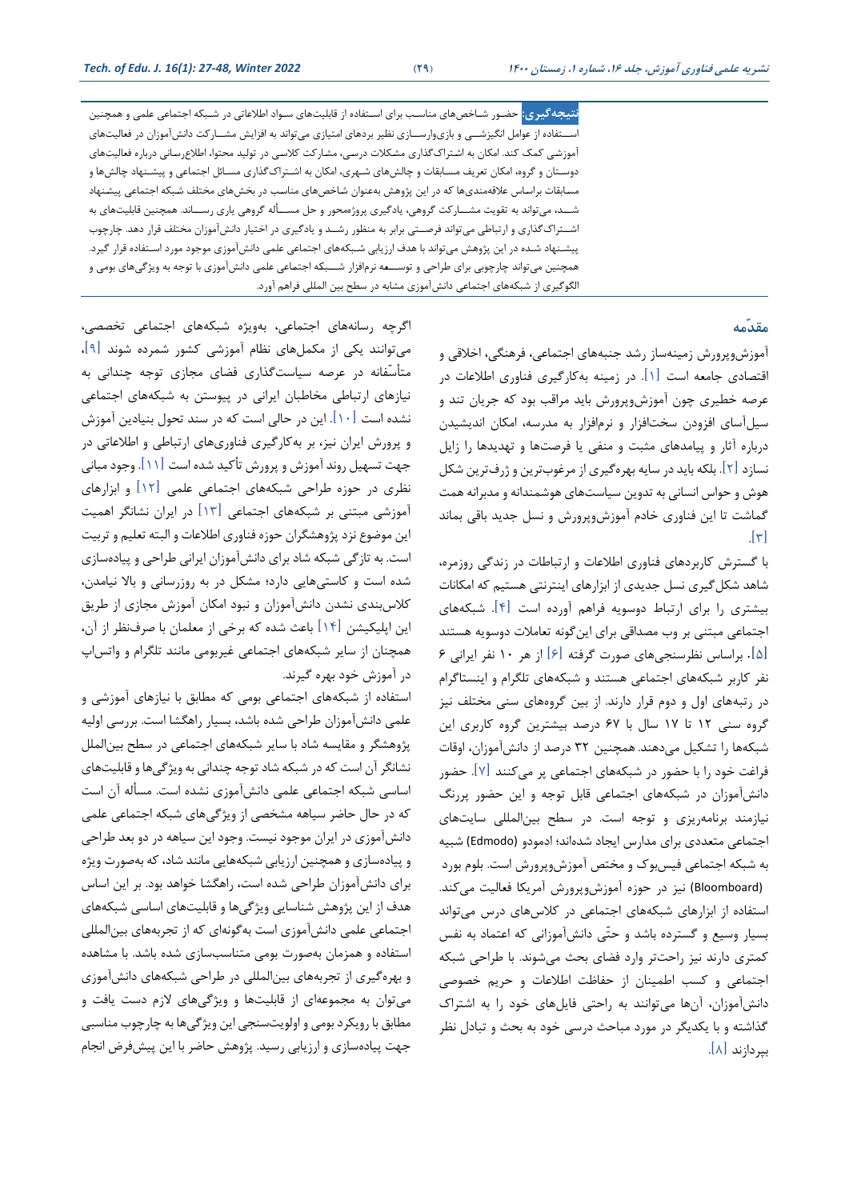**نتیجه‌گیری:** حضور شاخص‌های مناسب برای استفاده از قابلیت‌های سواد اطلاعاتی در شبکه اجتماعی علمی و همچنین استفاده از عوامل انگیزشی و بازی‌وارسازی نظیر بردهای امتیازی می‌تواند به افزایش مشارکت دانش‌آموزان در فعالیت‌های آموزشی کمک کند. امکان به اشتراک‌گذاری مشکلات درسی، مشارکت کلاسی در تولید محتوا، اطلاع‌رسانی درباره فعالیت‌های دوستان و گروه، امکان تعریف مسابقات و چالش‌های شهری، امکان به اشتراک‌گذاری مسائل اجتماعی و پیشنهاد چالش‌ها و مسابقات براساس علاقه‌مندی‌ها که در این پژوهش به‌عنوان شاخص‌های مناسب در بخش‌های مختلف شبکه اجتماعی پیشنهاد شده، می‌تواند به تقویت مشارکت گروهی، یادگیری پروژه‌محور و حل مسأله گروهی یاری رسانند. همچنین قابلیت‌های به اشتراک‌گذاری و ارتباطی می‌تواند فرصتی برابر به منظور رشد و یادگیری در اختیار دانش‌آموزان مختلف قرار دهد. چارچوب پیشنهاد شده در این پژوهش می‌تواند با هدف ارزیابی شبکه‌های اجتماعی علمی دانش‌آموزی موجود مورد استفاده قرار گیرد. همچنین می‌تواند چارچوبی برای طراحی و توسعه نرم‌افزار شبکه اجتماعی علمی دانش‌آموزی با توجه به ویژگی‌های بومی و الگوگیری از شبکه‌های اجتماعی دانش‌آموزی مشابه در سطح بین المللی فراهم آورد.

## مقدّمه

آموزش‌وپرورش زمینه‌ساز رشد جنبه‌های اجتماعی، فرهنگی، اخلاقی و اقتصادی جامعه است [۱]. در زمینه به‌کارگیری فناوری اطلاعات در عرصه خطیری چون آموزش‌وپرورش باید مراقب بود که جریان تند و سیل‌آسای افزودن سخت‌افزار و نرم‌افزار به مدرسه، امکان اندیشیدن درباره آثار و پیامدهای مثبت و منفی یا فرصت‌ها و تهدیدها را زایل نسازد [۲]. بلکه باید در سایه بهره‌گیری از مرغوب‌ترین و ژرف‌ترین شکل هوش و حواس انسانی به تدوین سیاست‌های هوشمندانه و مدبرانه همت گماشت تا این فناوری خادم آموزش‌وپرورش و نسل جدید باقی بماند [۳].

با گسترش کاربردهای فناوری اطلاعات و ارتباطات در زندگی روزمره، شاهد شکل‌گیری نسل جدیدی از ابزارهای اینترنتی هستیم که امکانات بیشتری را برای ارتباط دوسویه فراهم آورده است [۴]. شبکه‌های اجتماعی مبتنی بر وب مصداقی برای این‌گونه تعاملات دوسویه هستند [۵]. براساس نظرسنجی‌های صورت گرفته [۶] از هر ۱۰ نفر ایرانی ۶ نفر کاربر شبکه‌های اجتماعی هستند و شبکه‌های تلگرام و اینستاگرام در رتبه‌های اول و دوم قرار دارند. از بین گروه‌های سنی مختلف نیز گروه سنی ۱۲ تا ۱۷ سال با ۶۷ درصد بیشترین گروه کاربری این شبکه‌ها را تشکیل می‌دهند. همچنین ۳۲ درصد از دانش‌آموزان، اوقات فراغت خود را با حضور در شبکه‌های اجتماعی پر می‌کنند [۷]. حضور دانش‌آموزان در شبکه‌های اجتماعی قابل توجه و این حضور پررنگ نیازمند برنامه‌ریزی و توجه است. در سطح بین‌المللی سایت‌های اجتماعی متعددی برای مدارس ایجاد شده‌اند؛ ادمودو (Edmodo) شبیه به شبکه اجتماعی فیس‌بوک و مختص آموزش‌وپرورش است. بلوم بورد (Bloomboard) نیز در حوزه آموزش‌وپرورش آمریکا فعالیت می‌کند. استفاده از ابزارهای شبکه‌های اجتماعی در کلاس‌های درس می‌تواند بسیار وسیع و گسترده باشد و حتّی دانش‌آموزانی که اعتماد به نفس کمتری دارند نیز راحت‌تر وارد فضای بحث می‌شوند. با طراحی شبکه اجتماعی و کسب اطمینان از حفاظت اطلاعات و حریم خصوصی دانش‌آموزان، آن‌ها می‌توانند به راحتی فایل‌های خود را به اشتراک گذاشته و با یکدیگر در مورد مباحث درسی خود به بحث و تبادل نظر بپردازند [۸].

اگرچه رسانه‌های اجتماعی، به‌ویژه شبکه‌های اجتماعی تخصصی، می‌توانند یکی از مکمل‌های نظام آموزشی کشور شمرده شوند [۹]، متأسّفانه در عرصه سیاست‌گذاری فضای مجازی توجه چندانی به نیازهای ارتباطی مخاطبان ایرانی در پیوستن به شبکه‌های اجتماعی نشده است [۱۰]. این در حالی است که در سند تحول بنیادین آموزش و پرورش ایران نیز، بر به‌کارگیری فناوری‌های ارتباطی و اطلاعاتی در جهت تسهیل روند آموزش و پرورش تأکید شده است [۱۱]. وجود مبانی نظری در حوزه طراحی شبکه‌های اجتماعی علمی [۱۲] و ابزارهای آموزشی مبتنی بر شبکه‌های اجتماعی [۱۳] در ایران نشانگر اهمیت این موضوع نزد پژوهشگران حوزه فناوری اطلاعات و البته تعلیم و تربیت است. به تازگی شبکه شاد برای دانش‌آموزان ایرانی طراحی و پیاده‌سازی شده است و کاستی‌هایی دارد؛ مشکل در به روزرسانی و بالا نیامدن، کلاس‌بندی نشدن دانش‌آموزان و نبود امکان آموزش مجازی از طریق این اپلیکیشن [۱۴] باعث شده که برخی از معلمان با صرف‌نظر از آن، همچنان از سایر شبکه‌های اجتماعی غیربومی مانند تلگرام و واتس‌اپ در آموزش خود بهره گیرند.

استفاده از شبکه‌های اجتماعی بومی که مطابق با نیازهای آموزشی و علمی دانش‌آموزان طراحی شده باشد، بسیار راهگشا است. بررسی اولیه پژوهشگر و مقایسه شاد با سایر شبکه‌های اجتماعی در سطح بین‌الملل نشانگر آن است که در شبکه شاد توجه چندانی به ویژگی‌ها و قابلیت‌های اساسی شبکه اجتماعی علمی دانش‌آموزی نشده است. مسأله آن است که در حال حاضر سیاهه مشخصی از ویژگی‌های شبکه اجتماعی علمی دانش‌آموزی در ایران موجود نیست. وجود این سیاهه در دو بعد طراحی و پیاده‌سازی و همچنین ارزیابی شبکه‌هایی مانند شاد، که به‌صورت ویژه برای دانش‌آموزان طراحی شده است، راهگشا خواهد بود. بر این اساس هدف از این پژوهش شناسایی ویژگی‌ها و قابلیت‌های اساسی شبکه‌های اجتماعی علمی دانش‌آموزی است به‌گونه‌ای که از تجربه‌های بین‌المللی استفاده و همزمان به‌صورت بومی متناسب‌سازی شده باشد. با مشاهده و بهره‌گیری از تجربه‌های بین‌المللی در طراحی شبکه‌های دانش‌آموزی می‌توان به مجموعه‌ای از قابلیت‌ها و ویژگی‌های لازم دست یافت و مطابق با رویکرد بومی و اولویت‌سنجی این ویژگی‌ها به چارچوب مناسبی جهت پیاده‌سازی و ارزیابی رسید. پژوهش حاضر با این پیش‌فرض انجام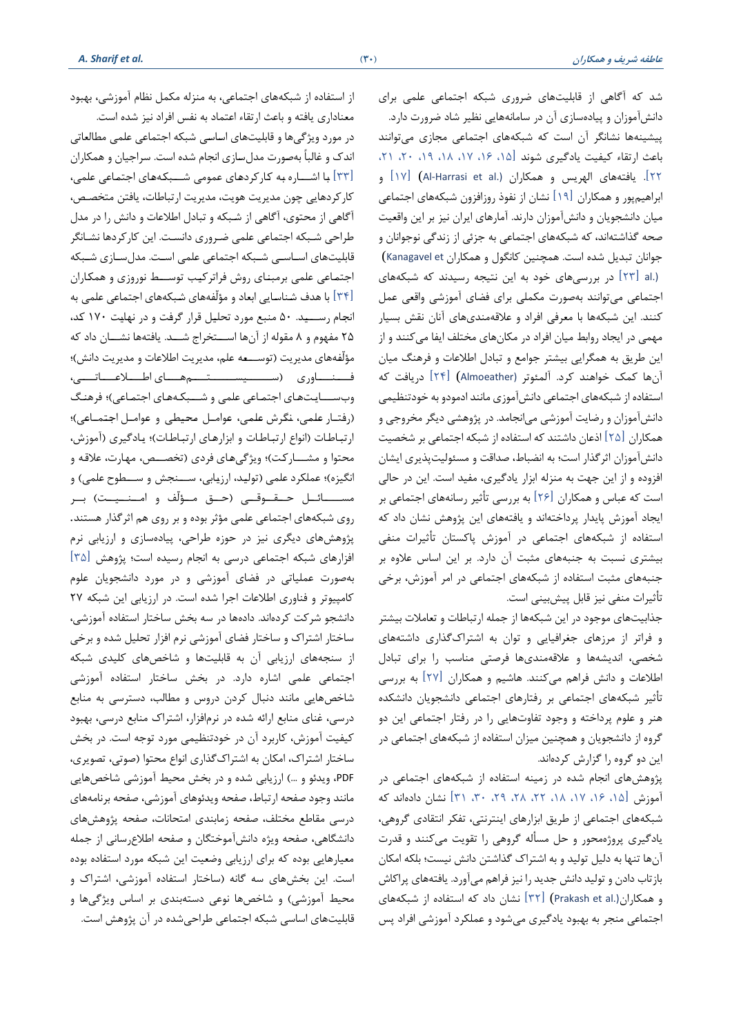شد که آگاهی از قابلیت‌های ضروری شبکه اجتماعی علمی برای دانش‌آموزان و پیاده‌سازی آن در سامانه‌هایی نظیر شاد ضرورت دارد.

پیشینه‌ها نشانگر آن است که شبکه‌های اجتماعی مجازی می‌توانند باعث ارتقاء کیفیت یادگیری شوند [۱۵، ۱۶، ۱۷، ۱۸، ۱۹، ۲۰، ۲۱، ۲۲]. یافته‌های الهریس و همکاران (Al-Harrasi et al.) [۱۷] و ابراهیم‌پور و همکاران [۱۹] نشان از نفوذ روزافزون شبکه‌های اجتماعی میان دانشجویان و دانش‌آموزان دارند. آمارهای ایران نیز بر این واقعیت صحه گذاشته‌اند، که شبکه‌های اجتماعی به جزئی از زندگی نوجوانان و جوانان تبدیل شده است. همچنین کانگول و همکاران (Kanagavel et al.) [۲۳] در بررسی‌های خود به این نتیجه رسیدند که شبکه‌های اجتماعی می‌توانند به‌صورت مکملی برای فضای آموزشی واقعی عمل کنند. این شبکه‌ها با معرفی افراد و علاقه‌مندی‌های آنان نقش بسیار مهمی در ایجاد روابط میان افراد در مکان‌های مختلف ایفا می‌کنند و از این طریق به همگرایی بیشتر جوامع و تبادل اطلاعات و فرهنگ میان آن‌ها کمک خواهند کرد. آلمئوتر (Almoeather) [۲۴] دریافت که استفاده از شبکه‌های اجتماعی دانش‌آموزی مانند ادمودو به خودتنظیمی دانش‌آموزان و رضایت آموزشی می‌انجامد. در پژوهشی دیگر مخروجی و همکاران [۲۵] اذعان داشتند که استفاده از شبکه اجتماعی بر شخصیت دانش‌آموزان اثرگذار است؛ به انضباط، صداقت و مسئولیت‌پذیری ایشان افزوده و از این جهت به منزله ابزار یادگیری، مفید است. این در حالی است که عباس و همکاران [۲۶] به بررسی تأثیر رسانه‌های اجتماعی بر ایجاد آموزش پایدار پرداخته‌اند و یافته‌های این پژوهش نشان داد که استفاده از شبکه‌های اجتماعی در آموزش پاکستان تأثیرات منفی بیشتری نسبت به جنبه‌های مثبت آن دارد. بر این اساس علاوه بر جنبه‌های مثبت استفاده از شبکه‌های اجتماعی در امر آموزش، برخی تأثیرات منفی نیز قابل پیش‌بینی است.

جذابیت‌های موجود در این شبکه‌ها از جمله ارتباطات و تعاملات بیشتر و فراتر از مرزهای جغرافیایی و توان به اشتراک‌گذاری داشته‌های شخصی، اندیشه‌ها و علاقه‌مندی‌ها فرصتی مناسب را برای تبادل اطلاعات و دانش فراهم می‌کنند. هاشیم و همکاران [۲۷] به بررسی تأثیر شبکه‌های اجتماعی بر رفتارهای اجتماعی دانشجویان دانشکده هنر و علوم پرداخته و وجود تفاوت‌هایی را در رفتار اجتماعی این دو گروه از دانشجویان و همچنین میزان استفاده از شبکه‌های اجتماعی در این دو گروه را گزارش کرده‌اند.

پژوهش‌های انجام شده در زمینه استفاده از شبکه‌های اجتماعی در آموزش [۱۵، ۱۶، ۱۷، ۱۸، ۲۲، ۲۸، ۲۹، ۳۰، ۳۱] نشان داده‌اند که شبکه‌های اجتماعی از طریق ابزارهای اینترنتی، تفکر انتقادی گروهی، یادگیری پروژه‌محور و حل مسأله گروهی را تقویت می‌کنند و قدرت آن‌ها تنها به دلیل تولید و به اشتراک گذاشتن دانش نیست؛ بلکه امکان بازتاب دادن و تولید دانش جدید را نیز فراهم می‌آورد. یافته‌های پراکاش و همکاران (Prakash et al.) [۳۲] نشان داد که استفاده از شبکه‌های اجتماعی منجر به بهبود یادگیری می‌شود و عملکرد آموزشی افراد پس از استفاده از شبکه‌های اجتماعی، به منزله مکمل نظام آموزشی، بهبود معناداری یافته و باعث ارتقاء اعتماد به نفس افراد نیز شده است.

در مورد ویژگی‌ها و قابلیت‌های اساسی شبکه اجتماعی علمی مطالعاتی اندک و غالباً به‌صورت مدل‌سازی انجام شده است. سراجیان و همکاران [۳۳] با اشاره به کارکردهای عمومی شبکه‌های اجتماعی علمی، کارکردهایی چون مدیریت هویت، مدیریت ارتباطات، یافتن متخصص، آگاهی از محتوی، آگاهی از شبکه و تبادل اطلاعات و دانش را در مدل طراحی شبکه اجتماعی علمی ضروری دانست. این کارکردها نشانگر قابلیت‌های اساسی شبکه اجتماعی علمی است. مدل‌سازی شبکه اجتماعی علمی برمبنای روش فراترکیب توسط نوروزی و همکاران [۳۴] با هدف شناسایی ابعاد و مؤلفه‌های شبکه‌های اجتماعی علمی به انجام رسید. ۵۰ منبع مورد تحلیل قرار گرفت و در نهایت ۱۷۰ کد، ۲۵ مفهوم و ۸ مقوله از آن‌ها استخراج شد. یافته‌ها نشان داد که مؤلفه‌های مدیریت (توسعه علم، مدیریت اطلاعات و مدیریت دانش)؛ فناوری (سیستم‌های اطلاعاتی، وب‌سایت‌های اجتماعی علمی و شبکه‌های اجتماعی)؛ فرهنگ (رفتار علمی، نگرش علمی، عوامل محیطی و عوامل اجتماعی)؛ ارتباطات (انواع ارتباطات و ابزارهای ارتباطات)؛ یادگیری (آموزش، محتوا و مشارکت)؛ ویژگی‌های فردی (تخصص، مهارت، علاقه و انگیزه)؛ عملکرد علمی (تولید، ارزیابی، سنجش و سطوح علمی) و مسائل حقوقی (حق مؤلف و امنیت) بر روی شبکه‌های اجتماعی علمی مؤثر بوده و بر روی هم اثرگذار هستند. پژوهش‌های دیگری نیز در حوزه طراحی، پیاده‌سازی و ارزیابی نرم افزارهای شبکه اجتماعی درسی به انجام رسیده است؛ پژوهش [۳۵] به‌صورت عملیاتی در فضای آموزشی و در مورد دانشجویان علوم کامپیوتر و فناوری اطلاعات اجرا شده است. در ارزیابی این شبکه ۲۷ دانشجو شرکت کرده‌اند. داده‌ها در سه بخش ساختار استفاده آموزشی، ساختار اشتراک و ساختار فضای آموزشی نرم افزار تحلیل شده و برخی از سنجه‌های ارزیابی آن به قابلیت‌ها و شاخص‌های کلیدی شبکه اجتماعی علمی اشاره دارد. در بخش ساختار استفاده آموزشی شاخص‌هایی مانند دنبال کردن دروس و مطالب، دسترسی به منابع درسی، غنای منابع ارائه شده در نرم‌افزار، اشتراک منابع درسی، بهبود کیفیت آموزش، کاربرد آن در خودتنظیمی مورد توجه است. در بخش ساختار اشتراک، امکان به اشتراک‌گذاری انواع محتوا (صوتی، تصویری، PDF، ویدئو و ...) ارزیابی شده و در بخش محیط آموزشی شاخص‌هایی مانند وجود صفحه ارتباط، صفحه ویدئوهای آموزشی، صفحه برنامه‌های درسی مقاطع مختلف، صفحه زمانبندی امتحانات، صفحه پژوهش‌های دانشگاهی، صفحه ویژه دانش‌آموختگان و صفحه اطلاع‌رسانی از جمله معیارهایی بوده که برای ارزیابی وضعیت این شبکه مورد استفاده بوده است. این بخش‌های سه گانه (ساختار استفاده آموزشی، اشتراک و محیط آموزشی) و شاخص‌ها نوعی دسته‌بندی بر اساس ویژگی‌ها و قابلیت‌های اساسی شبکه اجتماعی طراحی‌شده در آن پژوهش است.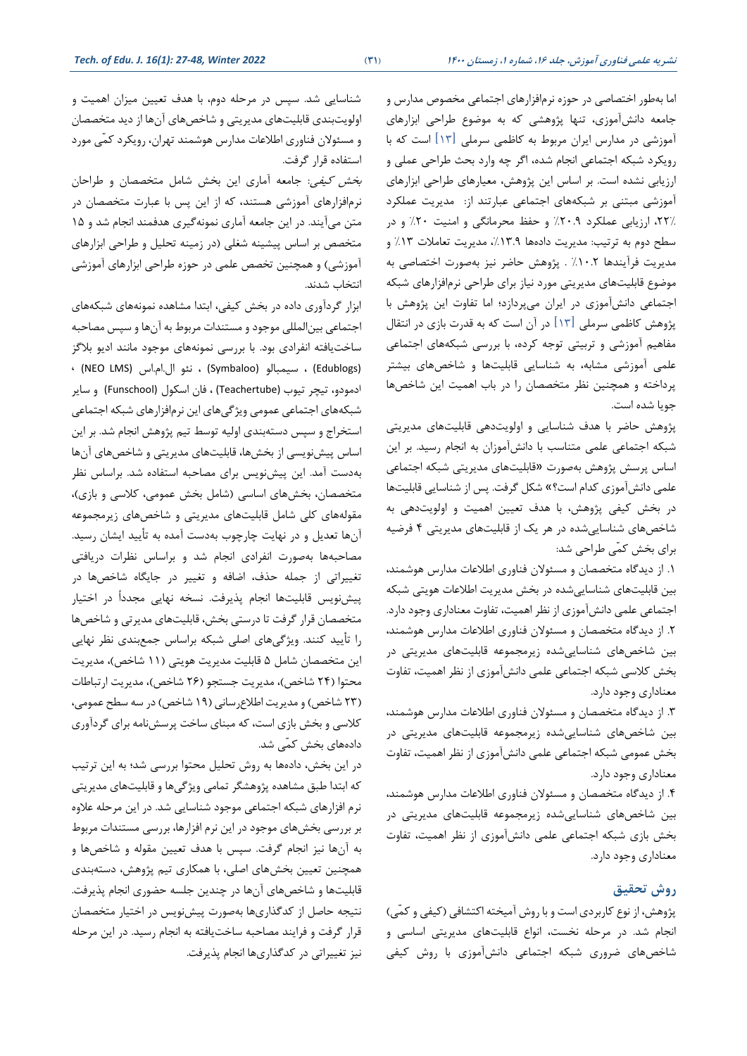اما به‌طور اختصاصی در حوزه نرم‌افزارهای اجتماعی مخصوص مدارس و جامعه دانش‌آموزی، تنها پژوهشی که به موضوع طراحی ابزارهای آموزشی در مدارس ایران مربوط به کاظمی سرملی [۱۳] است که با رویکرد شبکه اجتماعی انجام شده، اگر چه وارد بحث طراحی عملی و ارزیابی نشده است. بر اساس این پژوهش، معیارهای طراحی ابزارهای آموزشی مبتنی بر شبکه‌های اجتماعی عبارتند از: مدیریت عملکرد ۲۲٪، ارزیابی عملکرد ۲۰.۹٪ و حفظ محرمانگی و امنیت ۲۰٪ و در سطح دوم به ترتیب: مدیریت داده‌ها ۱۳.۹٪، مدیریت تعاملات ۱۳٪ و مدیریت فرآیندها ۱۰.۲٪ . پژوهش حاضر نیز به‌صورت اختصاصی به موضوع قابلیت‌های مدیریتی مورد نیاز برای طراحی نرم‌افزارهای شبکه اجتماعی دانش‌آموزی در ایران می‌پردازد؛ اما تفاوت این پژوهش با پژوهش کاظمی سرملی [۱۳] در آن است که به قدرت بازی در انتقال مفاهیم آموزشی و تربیتی توجه کرده، با بررسی شبکه‌های اجتماعی علمی آموزشی مشابه، به شناسایی قابلیت‌ها و شاخص‌های بیشتر پرداخته و همچنین نظر متخصصان را در باب اهمیت این شاخص‌ها جویا شده است.

پژوهش حاضر با هدف شناسایی و اولویت‌دهی قابلیت‌های مدیریتی شبکه اجتماعی علمی متناسب با دانش‌آموزان به انجام رسید. بر این اساس پرسش پژوهش به‌صورت «قابلیت‌های مدیریتی شبکه اجتماعی علمی دانش‌آموزی کدام است؟» شکل گرفت. پس از شناسایی قابلیت‌ها در بخش کیفی پژوهش، با هدف تعیین اهمیت و اولویت‌دهی به شاخص‌های شناسایی‌شده در هر یک از قابلیت‌های مدیریتی ۴ فرضیه برای بخش کمّی طراحی شد:

۱. از دیدگاه متخصصان و مسئولان فناوری اطلاعات مدارس هوشمند، بین قابلیت‌های شناسایی‌شده در بخش مدیریت اطلاعات هویتی شبکه اجتماعی علمی دانش‌آموزی از نظر اهمیت، تفاوت معناداری وجود دارد.

۲. از دیدگاه متخصصان و مسئولان فناوری اطلاعات مدارس هوشمند، بین شاخص‌های شناسایی‌شده زیرمجموعه قابلیت‌های مدیریتی در بخش کلاسی شبکه اجتماعی علمی دانش‌آموزی از نظر اهمیت، تفاوت معناداری وجود دارد.

۳. از دیدگاه متخصصان و مسئولان فناوری اطلاعات مدارس هوشمند، بین شاخص‌های شناسایی‌شده زیرمجموعه قابلیت‌های مدیریتی در بخش عمومی شبکه اجتماعی علمی دانش‌آموزی از نظر اهمیت، تفاوت معناداری وجود دارد.

۴. از دیدگاه متخصصان و مسئولان فناوری اطلاعات مدارس هوشمند، بین شاخص‌های شناسایی‌شده زیرمجموعه قابلیت‌های مدیریتی در بخش بازی شبکه اجتماعی علمی دانش‌آموزی از نظر اهمیت، تفاوت معناداری وجود دارد.

## روش تحقیق

پژوهش، از نوع کاربردی است و با روش آمیخته اکتشافی (کیفی و کمّی) انجام شد. در مرحله نخست، انواع قابلیت‌های مدیریتی اساسی و شاخص‌های ضروری شبکه اجتماعی دانش‌آموزی با روش کیفی شناسایی شد. سپس در مرحله دوم، با هدف تعیین میزان اهمیت و اولویت‌بندی قابلیت‌های مدیریتی و شاخص‌های آن‌ها از دید متخصصان و مسئولان فناوری اطلاعات مدارس هوشمند تهران، رویکرد کمّی مورد استفاده قرار گرفت.

بخش کیفی: جامعه آماری این بخش شامل متخصصان و طراحان نرم‌افزارهای آموزشی هستند، که از این پس با عبارت متخصصان در متن می‌آیند. در این جامعه آماری نمونه‌گیری هدفمند انجام شد و ۱۵ متخصص بر اساس پیشینه شغلی (در زمینه تحلیل و طراحی ابزارهای آموزشی) و همچنین تخصص علمی در حوزه طراحی ابزارهای آموزشی انتخاب شدند.

ابزار گردآوری داده در بخش کیفی، ابتدا مشاهده نمونه‌های شبکه‌های اجتماعی بین‌المللی موجود و مستندات مربوط به آن‌ها و سپس مصاحبه ساخت‌یافته انفرادی بود. با بررسی نمونه‌های موجود مانند ادیو بلاگز (Edublogs)، سیمبالو (Symbaloo)، نئو ال.ام.اس (NEO LMS)، ادمودو، تیچر تیوب (Teachertube)، فان اسکول (Funschool) و سایر شبکه‌های اجتماعی عمومی ویژگی‌های این نرم‌افزارهای شبکه اجتماعی استخراج و سپس دسته‌بندی اولیه توسط تیم پژوهش انجام شد. بر این اساس پیش‌نویسی از بخش‌ها، قابلیت‌های مدیریتی و شاخص‌های آن‌ها به‌دست آمد. این پیش‌نویس برای مصاحبه استفاده شد. براساس نظر متخصصان، بخش‌های اساسی (شامل بخش عمومی، کلاسی و بازی)، مقوله‌های کلی شامل قابلیت‌های مدیریتی و شاخص‌های زیرمجموعه آن‌ها تعدیل و در نهایت چارچوب به‌دست آمده به تأیید ایشان رسید. مصاحبه‌ها به‌صورت انفرادی انجام شد و براساس نظرات دریافتی تغییراتی از جمله حذف، اضافه و تغییر در جایگاه شاخص‌ها در پیش‌نویس قابلیت‌ها انجام پذیرفت. نسخه نهایی مجدداً در اختیار متخصصان قرار گرفت تا درستی بخش، قابلیت‌های مدیرتی و شاخص‌ها را تأیید کنند. ویژگی‌های اصلی شبکه براساس جمع‌بندی نظر نهایی این متخصصان شامل ۵ قابلیت مدیریت هویتی (۱۱ شاخص)، مدیریت محتوا (۲۴ شاخص)، مدیریت جستجو (۲۶ شاخص)، مدیریت ارتباطات (۲۳ شاخص) و مدیریت اطلاع‌رسانی (۱۹ شاخص) در سه سطح عمومی، کلاسی و بخش بازی است، که مبنای ساخت پرسش‌نامه برای گردآوری داده‌های بخش کمّی شد.

در این بخش، داده‌ها به روش تحلیل محتوا بررسی شد؛ به این ترتیب که ابتدا طبق مشاهده پژوهشگر تمامی ویژگی‌ها و قابلیت‌های مدیریتی نرم افزارهای شبکه اجتماعی موجود شناسایی شد. در این مرحله علاوه بر بررسی بخش‌های موجود در این نرم افزارها، بررسی مستندات مربوط به آن‌ها نیز انجام گرفت. سپس با هدف تعیین مقوله و شاخص‌ها و همچنین تعیین بخش‌های اصلی، با همکاری تیم پژوهش، دسته‌بندی قابلیت‌ها و شاخص‌های آن‌ها در چندین جلسه حضوری انجام پذیرفت. نتیجه حاصل از کدگذاری‌ها به‌صورت پیش‌نویس در اختیار متخصصان قرار گرفت و فرایند مصاحبه ساخت‌یافته به انجام رسید. در این مرحله نیز تغییراتی در کدگذاری‌ها انجام پذیرفت.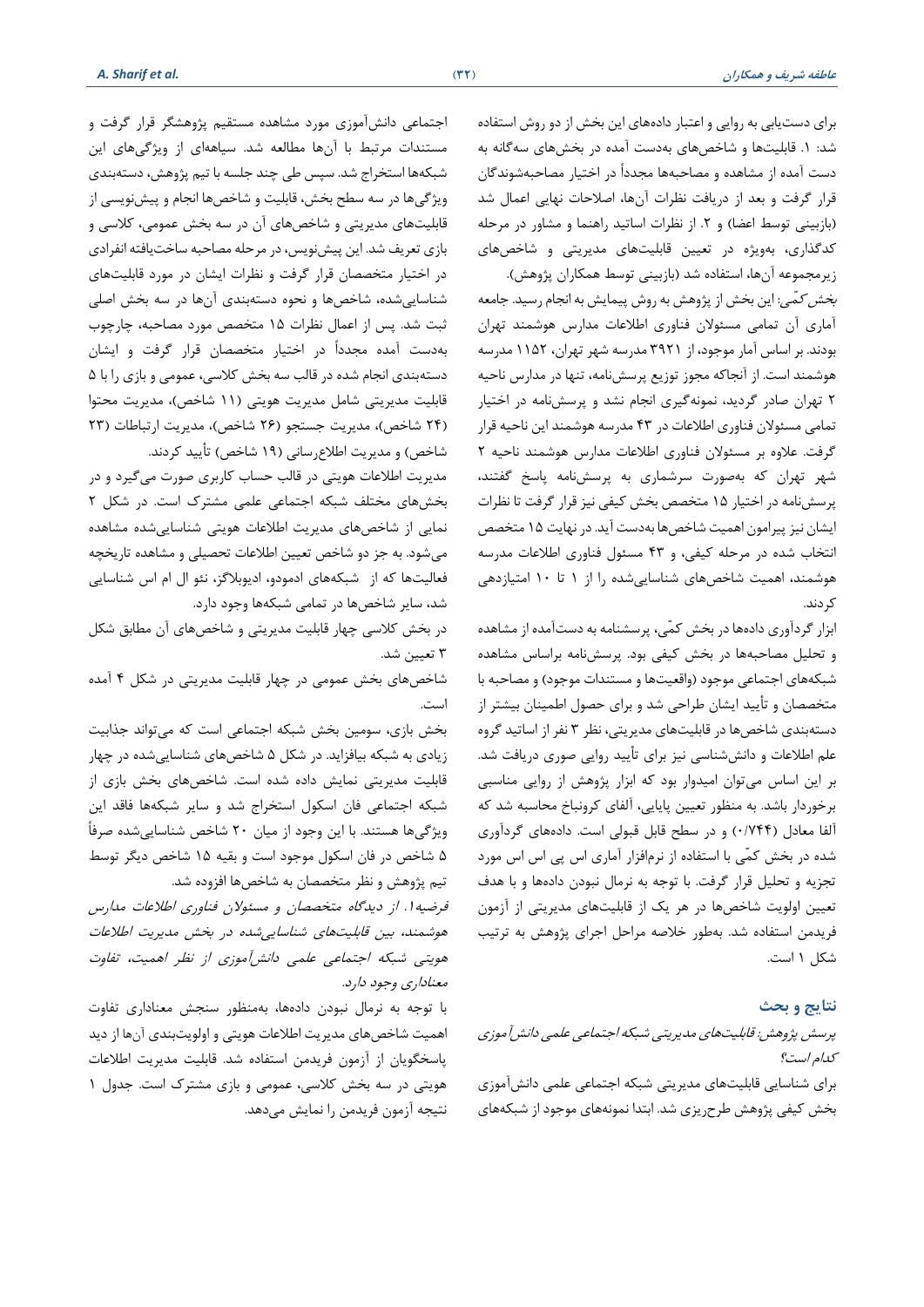برای دست‌یابی به روایی و اعتبار داده‌های این بخش از دو روش استفاده شد: ۱. قابلیت‌ها و شاخص‌های به‌دست آمده در بخش‌های سه‌گانه به دست آمده از مشاهده و مصاحبه‌ها مجدداً در اختیار مصاحبه‌شوندگان قرار گرفت و بعد از دریافت نظرات آن‌ها، اصلاحات نهایی اعمال شد (بازبینی توسط اعضا) و ۲. از نظرات اساتید راهنما و مشاور در مرحله کدگذاری، به‌ویژه در تعیین قابلیت‌های مدیریتی و شاخص‌های زیرمجموعه آن‌ها، استفاده شد (بازبینی توسط همکاران پژوهش).

*بخش کمّی:* این بخش از پژوهش به روش پیمایش به انجام رسید. جامعه آماری آن تمامی مسئولان فناوری اطلاعات مدارس هوشمند تهران بودند. بر اساس آمار موجود، از ۳۹۲۱ مدرسه شهر تهران، ۱۱۵۲ مدرسه هوشمند است. از آنجاکه مجوز توزیع پرسش‌نامه، تنها در مدارس ناحیه ۲ تهران صادر گردید، نمونه‌گیری انجام نشد و پرسش‌نامه در اختیار تمامی مسئولان فناوری اطلاعات در ۴۳ مدرسه هوشمند این ناحیه قرار گرفت. علاوه بر مسئولان فناوری اطلاعات مدارس هوشمند ناحیه ۲ شهر تهران که به‌صورت سرشماری به پرسش‌نامه پاسخ گفتند، پرسش‌نامه در اختیار ۱۵ متخصص بخش کیفی نیز قرار گرفت تا نظرات ایشان نیز پیرامون اهمیت شاخص‌ها به‌دست آید. در نهایت ۱۵ متخصص انتخاب شده در مرحله کیفی، و ۴۳ مسئول فناوری اطلاعات مدرسه هوشمند، اهمیت شاخص‌های شناسایی‌شده را از ۱ تا ۱۰ امتیازدهی کردند.

ابزار گردآوری داده‌ها در بخش کمّی، پرسشنامه به دست‌آمده از مشاهده و تحلیل مصاحبه‌ها در بخش کیفی بود. پرسش‌نامه براساس مشاهده شبکه‌های اجتماعی موجود (واقعیت‌ها و مستندات موجود) و مصاحبه با متخصصان و تأیید ایشان طراحی شد و برای حصول اطمینان بیشتر از دسته‌بندی شاخص‌ها در قابلیت‌های مدیریتی، نظر ۳ نفر از اساتید گروه علم اطلاعات و دانش‌شناسی نیز برای تأیید روایی صوری دریافت شد. بر این اساس می‌توان امیدوار بود که ابزار پژوهش از روایی مناسبی برخوردار باشد. به منظور تعیین پایایی، آلفای کرونباخ محاسبه شد که آلفا معادل (۰/۷۴۴) و در سطح قابل قبولی است. داده‌های گردآوری شده در بخش کمّی با استفاده از نرم‌افزار آماری اس پی اس اس مورد تجزیه و تحلیل قرار گرفت. با توجه به نرمال نبودن داده‌ها و با هدف تعیین اولویت شاخص‌ها در هر یک از قابلیت‌های مدیریتی از آزمون فریدمن استفاده شد. به‌طور خلاصه مراحل اجرای پژوهش به ترتیب شکل ۱ است.

## نتایج و بحث

*پرسش پژوهش: قابلیت‌های مدیریتی شبکه اجتماعی علمی دانش‌آموزی کدام است؟*

برای شناسایی قابلیت‌های مدیریتی شبکه اجتماعی علمی دانش‌آموزی بخش کیفی پژوهش طرح‌ریزی شد. ابتدا نمونه‌های موجود از شبکه‌های اجتماعی دانش‌آموزی مورد مشاهده مستقیم پژوهشگر قرار گرفت و مستندات مرتبط با آن‌ها مطالعه شد. سیاهه‌ای از ویژگی‌های این شبکه‌ها استخراج شد. سپس طی چند جلسه با تیم پژوهش، دسته‌بندی ویژگی‌ها در سه سطح بخش، قابلیت و شاخص‌ها انجام و پیش‌نویسی از قابلیت‌های مدیریتی و شاخص‌های آن در سه بخش عمومی، کلاسی و بازی تعریف شد. این پیش‌نویس، در مرحله مصاحبه ساخت‌یافته انفرادی در اختیار متخصصان قرار گرفت و نظرات ایشان در مورد قابلیت‌های شناسایی‌شده، شاخص‌ها و نحوه دسته‌بندی آن‌ها در سه بخش اصلی ثبت شد. پس از اعمال نظرات ۱۵ متخصص مورد مصاحبه، چارچوب به‌دست آمده مجدداً در اختیار متخصصان قرار گرفت و ایشان دسته‌بندی انجام شده در قالب سه بخش کلاسی، عمومی و بازی را با ۵ قابلیت مدیریتی شامل مدیریت هویتی (۱۱ شاخص)، مدیریت محتوا (۲۴ شاخص)، مدیریت جستجو (۲۶ شاخص)، مدیریت ارتباطات (۲۳ شاخص) و مدیریت اطلاع‌رسانی (۱۹ شاخص) تأیید کردند.

مدیریت اطلاعات هویتی در قالب حساب کاربری صورت می‌گیرد و در بخش‌های مختلف شبکه اجتماعی علمی مشترک است. در شکل ۲ نمایی از شاخص‌های مدیریت اطلاعات هویتی شناسایی‌شده مشاهده می‌شود. به جز دو شاخص تعیین اطلاعات تحصیلی و مشاهده تاریخچه فعالیت‌ها که از شبکه‌های ادمودو، ادیوبلاگز، نئو ال ام اس شناسایی شد، سایر شاخص‌ها در تمامی شبکه‌ها وجود دارد.

در بخش کلاسی چهار قابلیت مدیریتی و شاخص‌های آن مطابق شکل ۳ تعیین شد.

شاخص‌های بخش عمومی در چهار قابلیت مدیریتی در شکل ۴ آمده است.

بخش بازی، سومین بخش شبکه اجتماعی است که می‌تواند جذابیت زیادی به شبکه بیافزاید. در شکل ۵ شاخص‌های شناسایی‌شده در چهار قابلیت مدیریتی نمایش داده شده است. شاخص‌های بخش بازی از شبکه اجتماعی فان اسکول استخراج شد و سایر شبکه‌ها فاقد این ویژگی‌ها هستند. با این وجود از میان ۲۰ شاخص شناسایی‌شده صرفاً ۵ شاخص در فان اسکول موجود است و بقیه ۱۵ شاخص دیگر توسط تیم پژوهش و نظر متخصصان به شاخص‌ها افزوده شد.

*فرضیه۱. از دیدگاه متخصصان و مسئولان فناوری اطلاعات مدارس هوشمند، بین قابلیت‌های شناسایی‌شده در بخش مدیریت اطلاعات هویتی شبکه اجتماعی علمی دانش‌آموزی از نظر اهمیت، تفاوت معناداری وجود دارد.*

با توجه به نرمال نبودن داده‌ها، به‌منظور سنجش معناداری تفاوت اهمیت شاخص‌های مدیریت اطلاعات هویتی و اولویت‌بندی آن‌ها از دید پاسخگویان از آزمون فریدمن استفاده شد. قابلیت مدیریت اطلاعات هویتی در سه بخش کلاسی، عمومی و بازی مشترک است. جدول ۱ نتیجه آزمون فریدمن را نمایش می‌دهد.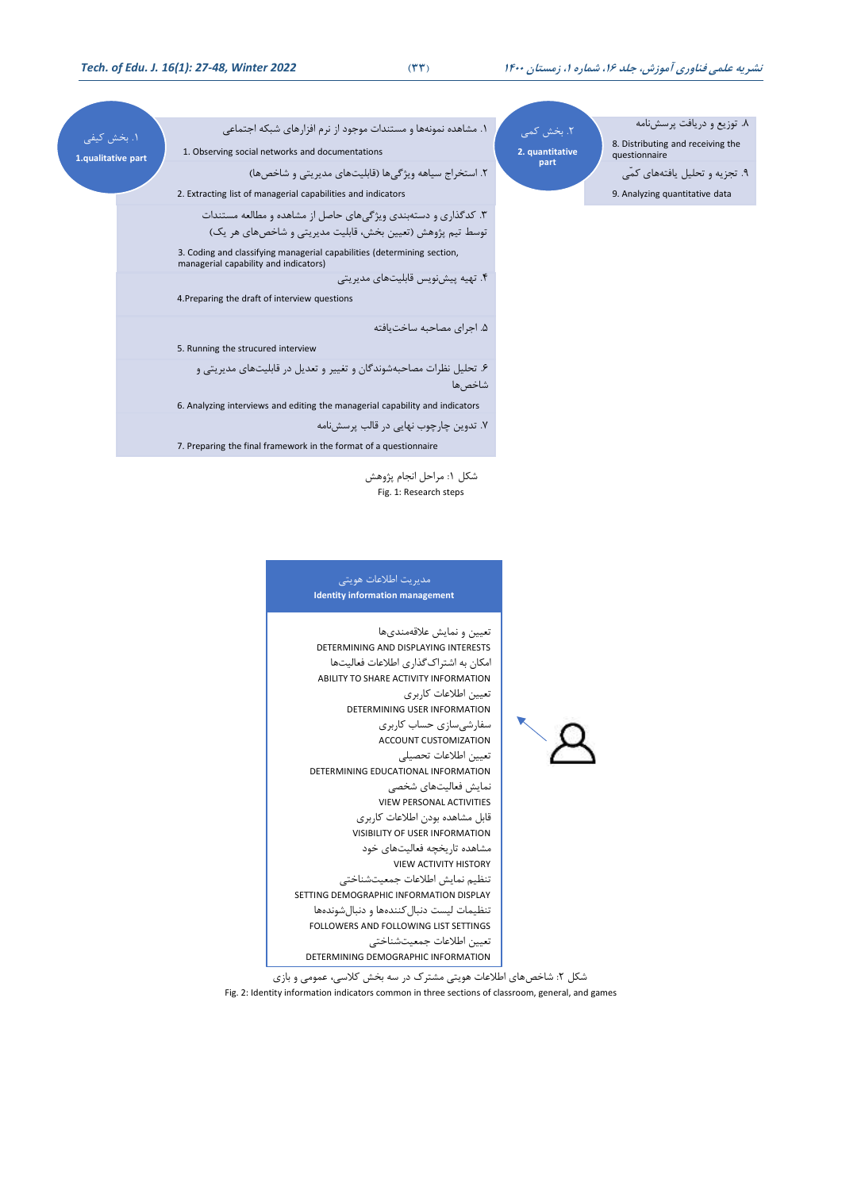۱. بخش کیفی
**1.qualitative part**

۱. مشاهده نمونه‌ها و مستندات موجود از نرم افزارهای شبکه اجتماعی

1. Observing social networks and documentations

۲. استخراج سیاهه ویژگی‌ها (قابلیت‌های مدیریتی و شاخص‌ها)

2. Extracting list of managerial capabilities and indicators

۳. کدگذاری و دسته‌بندی ویژگی‌های حاصل از مشاهده و مطالعه مستندات توسط تیم پژوهش (تعیین بخش، قابلیت مدیریتی و شاخص‌های هر یک)

3. Coding and classifying managerial capabilities (determining section, managerial capability and indicators)

۴. تهیه پیش‌نویس قابلیت‌های مدیریتی

4.Preparing the draft of interview questions

۵. اجرای مصاحبه ساخت‌یافته

5. Running the strucured interview

۶. تحلیل نظرات مصاحبه‌شوندگان و تغییر و تعدیل در قابلیت‌های مدیریتی و شاخص‌ها

6. Analyzing interviews and editing the managerial capability and indicators

۷. تدوین چارچوب نهایی در قالب پرسش‌نامه

7. Preparing the final framework in the format of a questionnaire

۲. بخش کمی
**2. quantitative part**

۸. توزیع و دریافت پرسش‌نامه

8. Distributing and receiving the questionnaire

۹. تجزیه و تحلیل یافته‌های کمّی

9. Analyzing quantitative data

شکل ۱: مراحل انجام پژوهش
Fig. 1: Research steps

مدیریت اطلاعات هویتی
**Identity information management**

تعیین و نمایش علاقه‌مندی‌ها
DETERMINING AND DISPLAYING INTERESTS
امکان به اشتراک‌گذاری اطلاعات فعالیت‌ها
ABILITY TO SHARE ACTIVITY INFORMATION
تعیین اطلاعات کاربری
DETERMINING USER INFORMATION
سفارشی‌سازی حساب کاربری
ACCOUNT CUSTOMIZATION
تعیین اطلاعات تحصیلی
DETERMINING EDUCATIONAL INFORMATION
نمایش فعالیت‌های شخصی
VIEW PERSONAL ACTIVITIES
قابل مشاهده بودن اطلاعات کاربری
VISIBILITY OF USER INFORMATION
مشاهده تاریخچه فعالیت‌های خود
VIEW ACTIVITY HISTORY
تنظیم نمایش اطلاعات جمعیت‌شناختی
SETTING DEMOGRAPHIC INFORMATION DISPLAY
تنظیمات لیست دنبال‌کننده‌ها و دنبال‌شونده‌ها
FOLLOWERS AND FOLLOWING LIST SETTINGS
تعیین اطلاعات جمعیت‌شناختی
DETERMINING DEMOGRAPHIC INFORMATION

شکل ۲: شاخص‌های اطلاعات هویتی مشترک در سه بخش کلاسی، عمومی و بازی
Fig. 2: Identity information indicators common in three sections of classroom, general, and games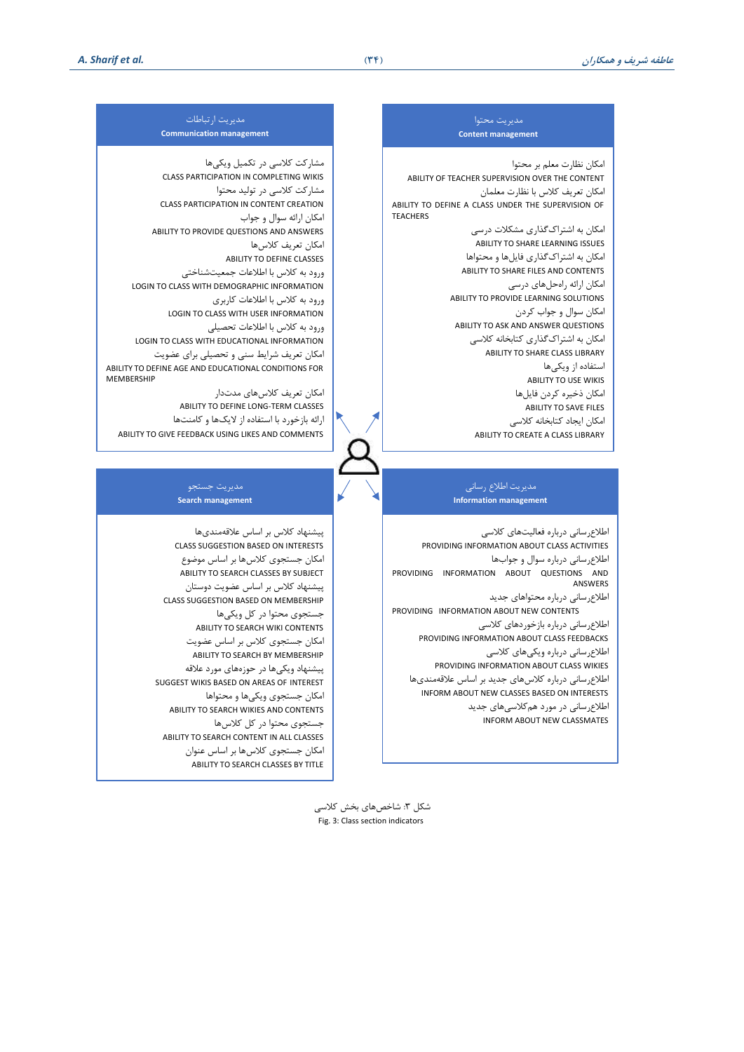### مدیریت محتوا
**Content management**

- امکان نظارت معلم بر محتوا
  ABILITY OF TEACHER SUPERVISION OVER THE CONTENT
- امکان تعریف کلاس با نظارت معلمان
  ABILITY TO DEFINE A CLASS UNDER THE SUPERVISION OF TEACHERS
- امکان به اشتراک‌گذاری مشکلات درسی
  ABILITY TO SHARE LEARNING ISSUES
- امکان به اشتراک‌گذاری فایل‌ها و محتواها
  ABILITY TO SHARE FILES AND CONTENTS
- امکان ارائه راه‌حل‌های درسی
  ABILITY TO PROVIDE LEARNING SOLUTIONS
- امکان سوال و جواب کردن
  ABILITY TO ASK AND ANSWER QUESTIONS
- امکان به اشتراک‌گذاری کتابخانه کلاسی
  ABILITY TO SHARE CLASS LIBRARY
- استفاده از ویکی‌ها
  ABILITY TO USE WIKIS
- امکان ذخیره کردن فایل‌ها
  ABILITY TO SAVE FILES
- امکان ایجاد کتابخانه کلاسی
  ABILITY TO CREATE A CLASS LIBRARY

### مدیریت ارتباطات
**Communication management**

- مشارکت کلاسی در تکمیل ویکی‌ها
  CLASS PARTICIPATION IN COMPLETING WIKIS
- مشارکت کلاسی در تولید محتوا
  CLASS PARTICIPATION IN CONTENT CREATION
- امکان ارائه سوال و جواب
  ABILITY TO PROVIDE QUESTIONS AND ANSWERS
- امکان تعریف کلاس‌ها
  ABILITY TO DEFINE CLASSES
- ورود به کلاس با اطلاعات جمعیت‌شناختی
  LOGIN TO CLASS WITH DEMOGRAPHIC INFORMATION
- ورود به کلاس با اطلاعات کاربری
  LOGIN TO CLASS WITH USER INFORMATION
- ورود به کلاس با اطلاعات تحصیلی
  LOGIN TO CLASS WITH EDUCATIONAL INFORMATION
- امکان تعریف شرایط سنی و تحصیلی برای عضویت
  ABILITY TO DEFINE AGE AND EDUCATIONAL CONDITIONS FOR MEMBERSHIP
- امکان تعریف کلاس‌های مدت‌دار
  ABILITY TO DEFINE LONG-TERM CLASSES
- ارائه بازخورد با استفاده از لایک‌ها و کامنت‌ها
  ABILITY TO GIVE FEEDBACK USING LIKES AND COMMENTS

### مدیریت اطلاع رسانی
**Information management**

- اطلاع‌رسانی درباره فعالیت‌های کلاسی
  PROVIDING INFORMATION ABOUT CLASS ACTIVITIES
- اطلاع‌رسانی درباره سوال و جواب‌ها
  PROVIDING INFORMATION ABOUT QUESTIONS AND ANSWERS
- اطلاع‌رسانی درباره محتواهای جدید
  PROVIDING INFORMATION ABOUT NEW CONTENTS
- اطلاع‌رسانی درباره بازخوردهای کلاسی
  PROVIDING INFORMATION ABOUT CLASS FEEDBACKS
- اطلاع‌رسانی درباره ویکی‌های کلاسی
  PROVIDING INFORMATION ABOUT CLASS WIKIES
- اطلاع‌رسانی درباره کلاس‌های جدید بر اساس علاقه‌مندی‌ها
  INFORM ABOUT NEW CLASSES BASED ON INTERESTS
- اطلاع‌رسانی در مورد هم‌کلاسی‌های جدید
  INFORM ABOUT NEW CLASSMATES

### مدیریت جستجو
**Search management**

- پیشنهاد کلاس بر اساس علاقه‌مندی‌ها
  CLASS SUGGESTION BASED ON INTERESTS
- امکان جستجوی کلاس‌ها بر اساس موضوع
  ABILITY TO SEARCH CLASSES BY SUBJECT
- پیشنهاد کلاس بر اساس عضویت دوستان
  CLASS SUGGESTION BASED ON MEMBERSHIP
- جستجوی محتوا در کل ویکی‌ها
  ABILITY TO SEARCH WIKI CONTENTS
- امکان جستجوی کلاس بر اساس عضویت
  ABILITY TO SEARCH BY MEMBERSHIP
- پیشنهاد ویکی‌ها در حوزه‌های مورد علاقه
  SUGGEST WIKIS BASED ON AREAS OF INTEREST
- امکان جستجوی ویکی‌ها و محتواها
  ABILITY TO SEARCH WIKIES AND CONTENTS
- جستجوی محتوا در کل کلاس‌ها
  ABILITY TO SEARCH CONTENT IN ALL CLASSES
- امکان جستجوی کلاس‌ها بر اساس عنوان
  ABILITY TO SEARCH CLASSES BY TITLE

شکل ۳: شاخص‌های بخش کلاسی
Fig. 3: Class section indicators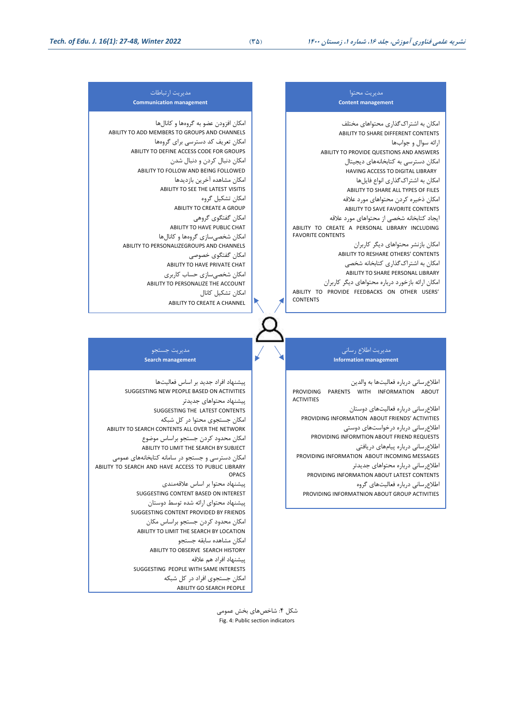### مدیریت محتوا
**Content management**

- امکان به اشتراک‌گذاری محتواهای مختلف
  ABILITY TO SHARE DIFFERENT CONTENTS
- ارائه سوال و جواب‌ها
  ABILITY TO PROVIDE QUESTIONS AND ANSWERS
- امکان دسترسی به کتابخانه‌های دیجیتال
  HAVING ACCESS TO DIGITAL LIBRARY
- امکان به اشتراک‌گذاری انواع فایل‌ها
  ABILITY TO SHARE ALL TYPES OF FILES
- امکان ذخیره کردن محتواهای مورد علاقه
  ABILITY TO SAVE FAVORITE CONTENTS
- ایجاد کتابخانه شخصی از محتواهای مورد علاقه
  ABILITY TO CREATE A PERSONAL LIBRARY INCLUDING FAVORITE CONTENTS
- امکان بازنشر محتواهای دیگر کاربران
  ABILITY TO RESHARE OTHERS' CONTENTS
- امکان به اشتراک‌گذاری کتابخانه شخصی
  ABILITY TO SHARE PERSONAL LIBRARY
- امکان ارائه بازخورد درباره محتواهای دیگر کاربران
  ABILITY TO PROVIDE FEEDBACKS ON OTHER USERS' CONTENTS

### مدیریت ارتباطات
**Communication management**

- امکان افزودن عضو به گروه‌ها و کانال‌ها
  ABILITY TO ADD MEMBERS TO GROUPS AND CHANNELS
- امکان تعریف کد دسترسی برای گروه‌ها
  ABILITY TO DEFINE ACCESS CODE FOR GROUPS
- امکان دنبال کردن و دنبال شدن
  ABILITY TO FOLLOW AND BEING FOLLOWED
- امکان مشاهده آخرین بازدیدها
  ABILITY TO SEE THE LATEST VISITIS
- امکان تشکیل گروه
  ABILITY TO CREATE A GROUP
- امکان گفتگوی گروهی
  ABILITY TO HAVE PUBLIC CHAT
- امکان شخصی‌سازی گروه‌ها و کانال‌ها
  ABILITY TO PERSONALIZEGROUPS AND CHANNELS
- امکان گفتگوی خصوصی
  ABILITY TO HAVE PRIVATE CHAT
- امکان شخصی‌سازی حساب کاربری
  ABILITY TO PERSONALIZE THE ACCOUNT
- امکان تشکیل کانال
  ABILITY TO CREATE A CHANNEL

### مدیریت اطلاع رسانی
**Information management**

- اطلاع‌رسانی درباره فعالیت‌ها به والدین
  PROVIDING PARENTS WITH INFORMATION ABOUT ACTIVITIES
- اطلاع‌رسانی درباره فعالیت‌های دوستان
  PROVIDING INFORMATION ABOUT FRIENDS' ACTIVITIES
- اطلاع‌رسانی درباره درخواست‌های دوستی
  PROVIDING INFORMTION ABOUT FRIEND REQUESTS
- اطلاع‌رسانی درباره پیام‌های دریافتی
  PROVIDING INFORMATION ABOUT INCOMING MESSAGES
- اطلاع‌رسانی درباره محتواهای جدیدتر
  PROVIDING INFORMATION ABOUT LATEST CONTENTS
- اطلاع‌رسانی درباره فعالیت‌های گروه
  PROVIDING INFORMATNION ABOUT GROUP ACTIVITIES

### مدیریت جستجو
**Search management**

- پیشنهاد افراد جدید بر اساس فعالیت‌ها
  SUGGESTING NEW PEOPLE BASED ON ACTIVITIES
- پیشنهاد محتواهای جدیدتر
  SUGGESTING THE LATEST CONTENTS
- امکان جستجوی محتوا در کل شبکه
  ABILITY TO SEARCH CONTENTS ALL OVER THE NETWORK
- امکان محدود کردن جستجو براساس موضوع
  ABILITY TO LIMIT THE SEARCH BY SUBJECT
- امکان دسترسی و جستجو در سامانه کتابخانه‌های عمومی
  ABILITY TO SEARCH AND HAVE ACCESS TO PUBLIC LIBRARY OPACS
- پیشنهاد محتوا بر اساس علاقه‌مندی
  SUGGESTING CONTENT BASED ON INTEREST
- پیشنهاد محتوای ارائه شده توسط دوستان
  SUGGESTING CONTENT PROVIDED BY FRIENDS
- امکان محدود کردن جستجو براساس مکان
  ABILITY TO LIMIT THE SEARCH BY LOCATION
- امکان مشاهده سابقه جستجو
  ABILITY TO OBSERVE SEARCH HISTORY
- پیشنهاد افراد هم علاقه
  SUGGESTING PEOPLE WITH SAME INTERESTS
- امکان جستجوی افراد در کل شبکه
  ABILITY GO SEARCH PEOPLE

شکل ۴: شاخص‌های بخش عمومی
Fig. 4: Public section indicators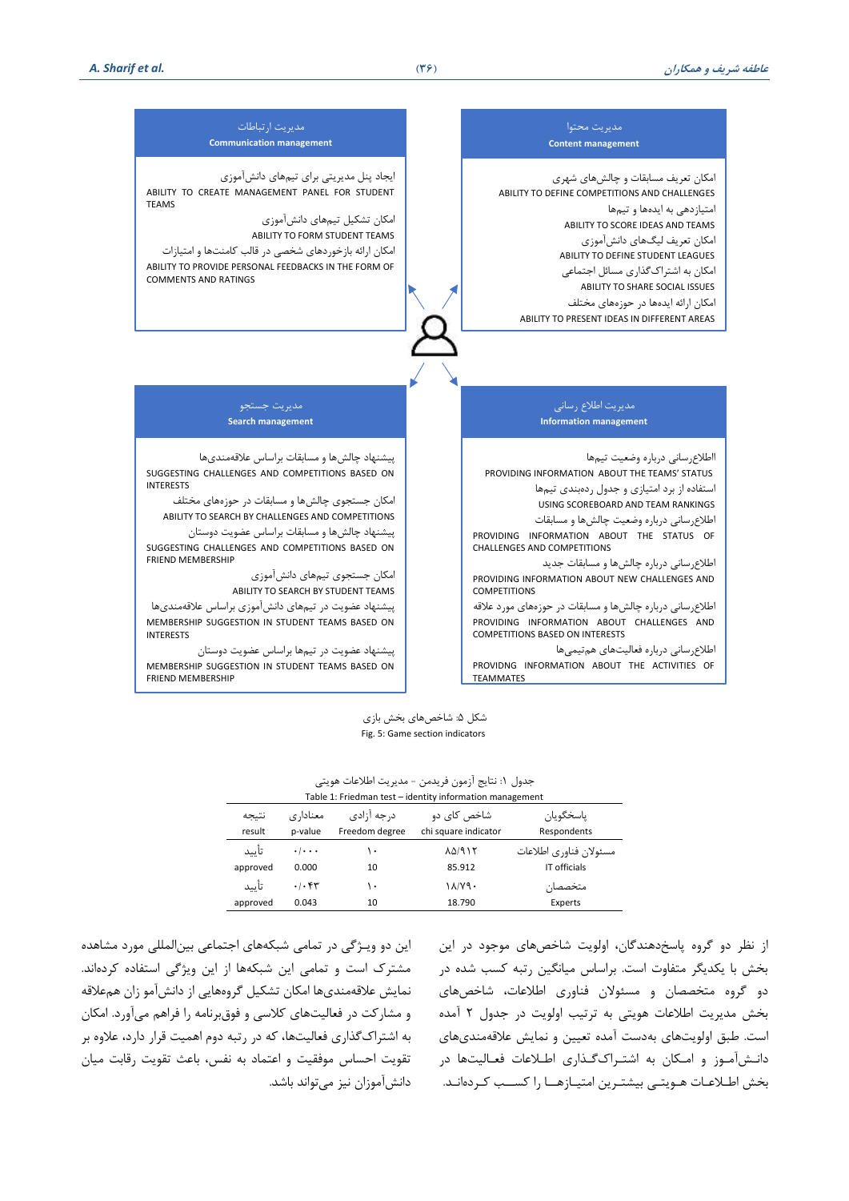مدیریت ارتباطات
**Communication management**

ایجاد پنل مدیریتی برای تیم‌های دانش‌آموزی
ABILITY TO CREATE MANAGEMENT PANEL FOR STUDENT TEAMS

امکان تشکیل تیم‌های دانش‌آموزی
ABILITY TO FORM STUDENT TEAMS

امکان ارائه بازخوردهای شخصی در قالب کامنت‌ها و امتیازات
ABILITY TO PROVIDE PERSONAL FEEDBACKS IN THE FORM OF COMMENTS AND RATINGS

مدیریت محتوا
**Content management**

امکان تعریف مسابقات و چالش‌های شهری
ABILITY TO DEFINE COMPETITIONS AND CHALLENGES

امتیازدهی به ایده‌ها و تیم‌ها
ABILITY TO SCORE IDEAS AND TEAMS

امکان تعریف لیگ‌های دانش‌آموزی
ABILITY TO DEFINE STUDENT LEAGUES

امکان به اشتراک‌گذاری مسائل اجتماعی
ABILITY TO SHARE SOCIAL ISSUES

امکان ارائه ایده‌ها در حوزه‌های مختلف
ABILITY TO PRESENT IDEAS IN DIFFERENT AREAS

مدیریت جستجو
**Search management**

پیشنهاد چالش‌ها و مسابقات براساس علاقه‌مندی‌ها
SUGGESTING CHALLENGES AND COMPETITIONS BASED ON INTERESTS

امکان جستجوی چالش‌ها و مسابقات در حوزه‌های مختلف
ABILITY TO SEARCH BY CHALLENGES AND COMPETITIONS

پیشنهاد چالش‌ها و مسابقات براساس عضویت دوستان
SUGGESTING CHALLENGES AND COMPETITIONS BASED ON FRIEND MEMBERSHIP

امکان جستجوی تیم‌های دانش‌آموزی
ABILITY TO SEARCH BY STUDENT TEAMS

پیشنهاد عضویت در تیم‌های دانش‌آموزی براساس علاقه‌مندی‌ها
MEMBERSHIP SUGGESTION IN STUDENT TEAMS BASED ON INTERESTS

پیشنهاد عضویت در تیم‌ها براساس عضویت دوستان
MEMBERSHIP SUGGESTION IN STUDENT TEAMS BASED ON FRIEND MEMBERSHIP

مدیریت اطلاع رسانی
**Information management**

اطلاع‌رسانی درباره وضعیت تیم‌ها
PROVIDING INFORMATION ABOUT THE TEAMS' STATUS

استفاده از برد امتیازی و جدول رده‌بندی تیم‌ها
USING SCOREBOARD AND TEAM RANKINGS

اطلاع‌رسانی درباره وضعیت چالش‌ها و مسابقات
PROVIDING INFORMATION ABOUT THE STATUS OF CHALLENGES AND COMPETITIONS

اطلاع‌رسانی درباره چالش‌ها و مسابقات جدید
PROVIDING INFORMATION ABOUT NEW CHALLENGES AND COMPETITIONS

اطلاع‌رسانی درباره چالش‌ها و مسابقات در حوزه‌های مورد علاقه
PROVIDING INFORMATION ABOUT CHALLENGES AND COMPETITIONS BASED ON INTERESTS

اطلاع‌رسانی درباره فعالیت‌های هم‌تیمی‌ها
PROVIDNG INFORMATION ABOUT THE ACTIVITIES OF TEAMMATES

شکل ۵: شاخص‌های بخش بازی
Fig. 5: Game section indicators

جدول ۱: نتایج آزمون فریدمن - مدیریت اطلاعات هویتی
Table 1: Friedman test – identity information management

| پاسخگویان Respondents | شاخص کای دو chi square indicator | درجه آزادی Freedom degree | معناداری p-value | نتیجه result |
|---|---|---|---|---|
| مسئولان فناوری اطلاعات IT officials | ۸۵/۹۱۲ 85.912 | ۱۰ 10 | ۰/۰۰۰ 0.000 | تأیید approved |
| متخصصان Experts | ۱۸/۷۹۰ 18.790 | ۱۰ 10 | ۰/۰۴۳ 0.043 | تأیید approved |

از نظر دو گروه پاسخ‌دهندگان، اولویت شاخص‌های موجود در این بخش با یکدیگر متفاوت است. براساس میانگین رتبه کسب شده در دو گروه متخصصان و مسئولان فناوری اطلاعات، شاخص‌های بخش مدیریت اطلاعات هویتی به ترتیب اولویت در جدول ۲ آمده است. طبق اولویت‌های به‌دست آمده تعیین و نمایش علاقه‌مندی‌های دانش‌آموز و امکان به اشتراک‌گذاری اطلاعات فعالیت‌ها در بخش اطلاعات هویتی بیشترین امتیازها را کسب کرده‌اند.

این دو ویژگی در تمامی شبکه‌های اجتماعی بین‌المللی مورد مشاهده مشترک است و تمامی این شبکه‌ها از این ویژگی استفاده کرده‌اند. نمایش علاقه‌مندی‌ها امکان تشکیل گروه‌هایی از دانش‌آموزان هم‌علاقه و مشارکت در فعالیت‌های کلاسی و فوق‌برنامه را فراهم می‌آورد. امکان به اشتراک‌گذاری فعالیت‌ها، که در رتبه دوم اهمیت قرار دارد، علاوه بر تقویت احساس موفقیت و اعتماد به نفس، باعث تقویت رقابت میان دانش‌آموزان نیز می‌تواند باشد.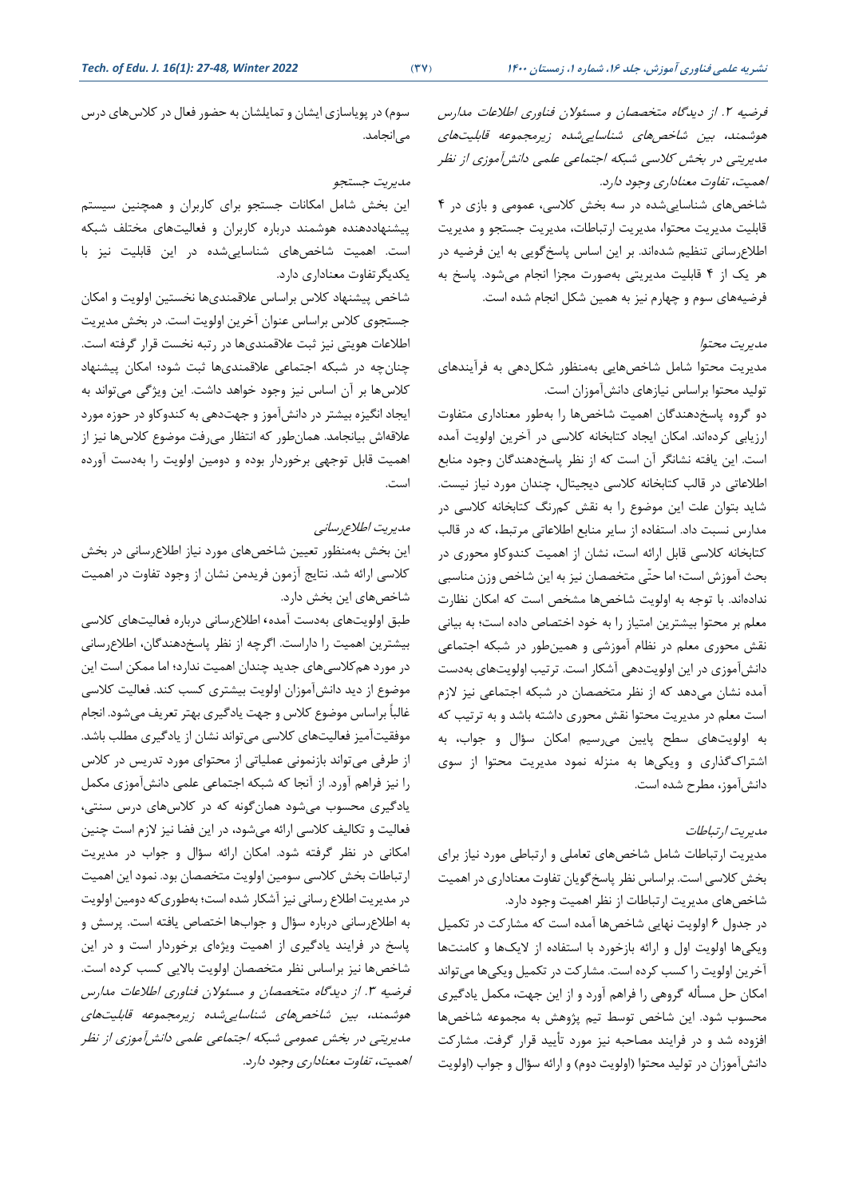*فرضیه ۲. از دیدگاه متخصصان و مسئولان فناوری اطلاعات مدارس هوشمند، بین شاخص‌های شناسایی‌شده زیرمجموعه قابلیت‌های مدیریتی در بخش کلاسی شبکه اجتماعی علمی دانش‌آموزی از نظر اهمیت، تفاوت معناداری وجود دارد.*

شاخص‌های شناسایی‌شده در سه بخش کلاسی، عمومی و بازی در ۴ قابلیت مدیریت محتوا، مدیریت ارتباطات، مدیریت جستجو و مدیریت اطلاع‌رسانی تنظیم شده‌اند. بر این اساس پاسخ‌گویی به این فرضیه در هر یک از ۴ قابلیت مدیریتی به‌صورت مجزا انجام می‌شود. پاسخ به فرضیه‌های سوم و چهارم نیز به همین شکل انجام شده است.

*مدیریت محتوا*

مدیریت محتوا شامل شاخص‌هایی به‌منظور شکل‌دهی به فرآیندهای تولید محتوا براساس نیازهای دانش‌آموزان است.

دو گروه پاسخ‌دهندگان اهمیت شاخص‌ها را به‌طور معناداری متفاوت ارزیابی کرده‌اند. امکان ایجاد کتابخانه کلاسی در آخرین اولویت آمده است. این یافته نشانگر آن است که از نظر پاسخ‌دهندگان وجود منابع اطلاعاتی در قالب کتابخانه کلاسی دیجیتال، چندان مورد نیاز نیست. شاید بتوان علت این موضوع را به نقش کم‌رنگ کتابخانه کلاسی در مدارس نسبت داد. استفاده از سایر منابع اطلاعاتی مرتبط، که در قالب کتابخانه کلاسی قابل ارائه است، نشان از اهمیت کندوکاو محوری در بحث آموزش است؛ اما حتّی متخصصین نیز به این شاخص وزن مناسبی نداده‌اند. با توجه به اولویت شاخص‌ها مشخص است که امکان نظارت معلم بر محتوا بیشترین امتیاز را به خود اختصاص داده است؛ به بیانی نقش محوری معلم در نظام آموزشی و همین‌طور در شبکه اجتماعی دانش‌آموزی در این اولویت‌دهی آشکار است. ترتیب اولویت‌های به‌دست آمده نشان می‌دهد که از نظر متخصصان در شبکه اجتماعی نیز لازم است معلم در مدیریت محتوا نقش محوری داشته باشد و به ترتیب که به اولویت‌های سطح پایین می‌رسیم امکان سؤال و جواب، به اشتراک‌گذاری و ویکی‌ها به منزله نمود مدیریت محتوا از سوی دانش‌آموز، مطرح شده است.

*مدیریت ارتباطات*

مدیریت ارتباطات شامل شاخص‌های تعاملی و ارتباطی مورد نیاز برای بخش کلاسی است. براساس نظر پاسخ‌گویان تفاوت معناداری در اهمیت شاخص‌های مدیریت ارتباطات از نظر اهمیت وجود دارد.

در جدول ۶ اولویت نهایی شاخص‌ها آمده است که مشارکت در تکمیل ویکی‌ها اولویت اول و ارائه بازخورد با استفاده از لایک‌ها و کامنت‌ها آخرین اولویت را کسب کرده است. مشارکت در تکمیل ویکی‌ها می‌تواند امکان حل مسأله گروهی را فراهم آورد و از این جهت، مکمل یادگیری محسوب شود. این شاخص توسط تیم پژوهش به مجموعه شاخص‌ها افزوده شد و در فرایند مصاحبه نیز مورد تأیید قرار گرفت. مشارکت دانش‌آموزان در تولید محتوا (اولویت دوم) و ارائه سؤال و جواب (اولویت سوم) در پویاسازی ایشان و تمایلشان به حضور فعال در کلاس‌های درس می‌انجامد.

*مدیریت جستجو*

این بخش شامل امکانات جستجو برای کاربران و همچنین سیستم پیشنهاددهنده هوشمند درباره کاربران و فعالیت‌های مختلف شبکه است. اهمیت شاخص‌های شناسایی‌شده در این قابلیت نیز با یکدیگرتفاوت معناداری دارد.

شاخص پیشنهاد کلاس براساس علاقمندی‌ها نخستین اولویت و امکان جستجوی کلاس براساس عنوان آخرین اولویت است. در بخش مدیریت اطلاعات هویتی نیز ثبت علاقمندی‌ها در رتبه نخست قرار گرفته است. چنان‌چه در شبکه اجتماعی علاقمندی‌ها ثبت شود؛ امکان پیشنهاد کلاس‌ها بر آن اساس نیز وجود خواهد داشت. این ویژگی می‌تواند به ایجاد انگیزه بیشتر در دانش‌آموز و جهت‌دهی به کندوکاو در حوزه مورد علاقه‌اش بیانجامد. همان‌طور که انتظار می‌رفت موضوع کلاس‌ها نیز از اهمیت قابل توجهی برخوردار بوده و دومین اولویت را به‌دست آورده است.

*مدیریت اطلاع‌رسانی*

این بخش به‌منظور تعیین شاخص‌های مورد نیاز اطلاع‌رسانی در بخش کلاسی ارائه شد. نتایج آزمون فریدمن نشان از وجود تفاوت در اهمیت شاخص‌های این بخش دارد.

طبق اولویت‌های به‌دست آمده، اطلاع‌رسانی درباره فعالیت‌های کلاسی بیشترین اهمیت را داراست. اگرچه از نظر پاسخ‌دهندگان، اطلاع‌رسانی در مورد هم‌کلاسی‌های جدید چندان اهمیت ندارد؛ اما ممکن است این موضوع از دید دانش‌آموزان اولویت بیشتری کسب کند. فعالیت کلاسی غالباً براساس موضوع کلاس و جهت یادگیری بهتر تعریف می‌شود. انجام موفقیت‌آمیز فعالیت‌های کلاسی می‌تواند نشان از یادگیری مطلب باشد. از طرفی می‌تواند بازنمونی عملیاتی از محتوای مورد تدریس در کلاس را نیز فراهم آورد. از آنجا که شبکه اجتماعی علمی دانش‌آموزی مکمل یادگیری محسوب می‌شود همان‌گونه که در کلاس‌های درس سنتی، فعالیت و تکالیف کلاسی ارائه می‌شود، در این فضا نیز لازم است چنین امکانی در نظر گرفته شود. امکان ارائه سؤال و جواب در مدیریت ارتباطات بخش کلاسی سومین اولویت متخصصان بود. نمود این اهمیت در مدیریت اطلاع رسانی نیز آشکار شده است؛ به‌طوری‌که دومین اولویت به اطلاع‌رسانی درباره سؤال و جواب‌ها اختصاص یافته است. پرسش و پاسخ در فرایند یادگیری از اهمیت ویژه‌ای برخوردار است و در این شاخص‌ها نیز براساس نظر متخصصان اولویت بالایی کسب کرده است.

*فرضیه ۳. از دیدگاه متخصصان و مسئولان فناوری اطلاعات مدارس هوشمند، بین شاخص‌های شناسایی‌شده زیرمجموعه قابلیت‌های مدیریتی در بخش عمومی شبکه اجتماعی علمی دانش‌آموزی از نظر اهمیت، تفاوت معناداری وجود دارد.*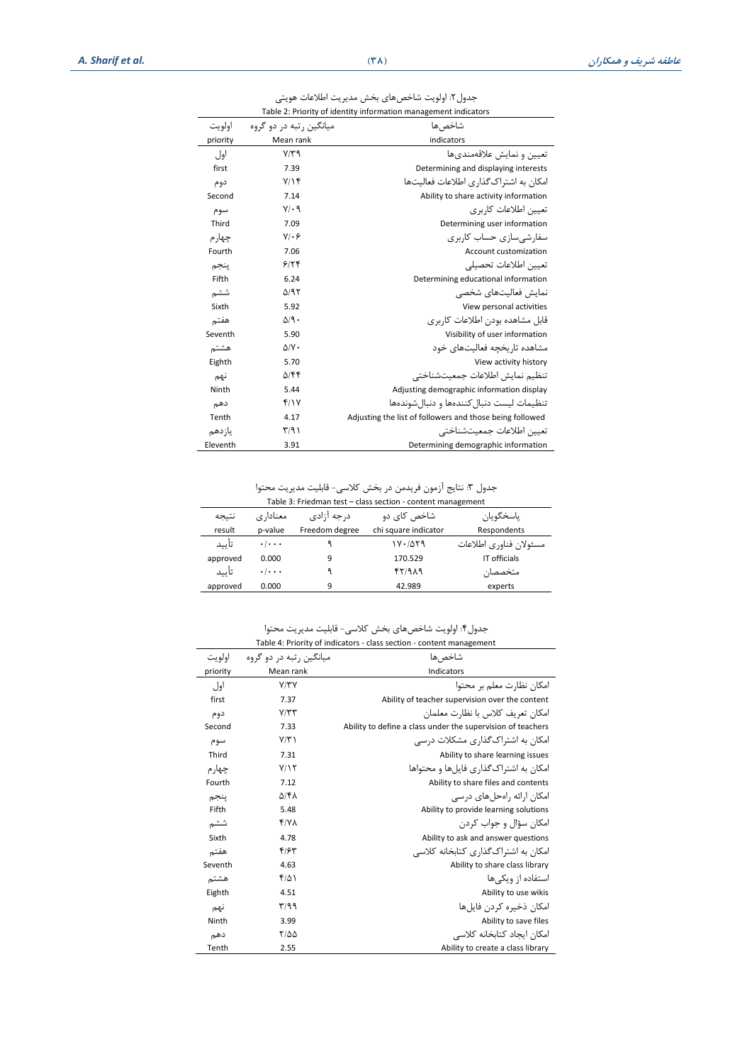جدول۲: اولویت شاخص‌های بخش مدیریت اطلاعات هویتی

Table 2: Priority of identity information management indicators

| شاخص‌ها<br>indicators | میانگین رتبه در دو گروه<br>Mean rank | اولویت<br>priority |
|---|---|---|
| تعیین و نمایش علاقه‌مندی‌ها<br>Determining and displaying interests | ۷/۳۹<br>7.39 | اول<br>first |
| امکان به اشتراک‌گذاری اطلاعات فعالیت‌ها<br>Ability to share activity information | ۷/۱۴<br>7.14 | دوم<br>Second |
| تعیین اطلاعات کاربری<br>Determining user information | ۷/۰۹<br>7.09 | سوم<br>Third |
| سفارشی‌سازی حساب کاربری<br>Account customization | ۷/۰۶<br>7.06 | چهارم<br>Fourth |
| تعیین اطلاعات تحصیلی<br>Determining educational information | ۶/۲۴<br>6.24 | پنجم<br>Fifth |
| نمایش فعالیت‌های شخصی<br>View personal activities | ۵/۹۲<br>5.92 | ششم<br>Sixth |
| قابل مشاهده بودن اطلاعات کاربری<br>Visibility of user information | ۵/۹۰<br>5.90 | هفتم<br>Seventh |
| مشاهده تاریخچه فعالیت‌های خود<br>View activity history | ۵/۷۰<br>5.70 | هشتم<br>Eighth |
| تنظیم نمایش اطلاعات جمعیت‌شناختی<br>Adjusting demographic information display | ۵/۴۴<br>5.44 | نهم<br>Ninth |
| تنظیمات لیست دنبال‌کننده‌ها و دنبال‌شونده‌ها<br>Adjusting the list of followers and those being followed | ۴/۱۷<br>4.17 | دهم<br>Tenth |
| تعیین اطلاعات جمعیت‌شناختی<br>Determining demographic information | ۳/۹۱<br>3.91 | یازدهم<br>Eleventh |

جدول ۳: نتایج آزمون فریدمن در بخش کلاسی- قابلیت مدیریت محتوا

Table 3: Friedman test – class section - content management

| پاسخگویان<br>Respondents | شاخص کای دو<br>chi square indicator | درجه آزادی<br>Freedom degree | معناداری<br>p-value | نتیجه<br>result |
|---|---|---|---|---|
| مسئولان فناوری اطلاعات<br>IT officials | ۱۷۰/۵۲۹<br>170.529 | ۹<br>9 | ۰/۰۰۰<br>0.000 | تأیید<br>approved |
| متخصصان<br>experts | ۴۲/۹۸۹<br>42.989 | ۹<br>9 | ۰/۰۰۰<br>0.000 | تأیید<br>approved |

جدول۴: اولویت شاخص‌های بخش کلاسی- قابلیت مدیریت محتوا

Table 4: Priority of indicators - class section - content management

| شاخص‌ها<br>Indicators | میانگین رتبه در دو گروه<br>Mean rank | اولویت<br>priority |
|---|---|---|
| امکان نظارت معلم بر محتوا<br>Ability of teacher supervision over the content | ۷/۳۷<br>7.37 | اول<br>first |
| امکان تعریف کلاس با نظارت معلمان<br>Ability to define a class under the supervision of teachers | ۷/۳۳<br>7.33 | دوم<br>Second |
| امکان به اشتراک‌گذاری مشکلات درسی<br>Ability to share learning issues | ۷/۳۱<br>7.31 | سوم<br>Third |
| امکان به اشتراک‌گذاری فایل‌ها و محتواها<br>Ability to share files and contents | ۷/۱۲<br>7.12 | چهارم<br>Fourth |
| امکان ارائه راه‌حل‌های درسی<br>Ability to provide learning solutions | ۵/۴۸<br>5.48 | پنجم<br>Fifth |
| امکان سؤال و جواب کردن<br>Ability to ask and answer questions | ۴/۷۸<br>4.78 | ششم<br>Sixth |
| امکان به اشتراک‌گذاری کتابخانه کلاسی<br>Ability to share class library | ۴/۶۳<br>4.63 | هفتم<br>Seventh |
| استفاده از ویکی‌ها<br>Ability to use wikis | ۴/۵۱<br>4.51 | هشتم<br>Eighth |
| امکان ذخیره کردن فایل‌ها<br>Ability to save files | ۳/۹۹<br>3.99 | نهم<br>Ninth |
| امکان ایجاد کتابخانه کلاسی<br>Ability to create a class library | ۲/۵۵<br>2.55 | دهم<br>Tenth |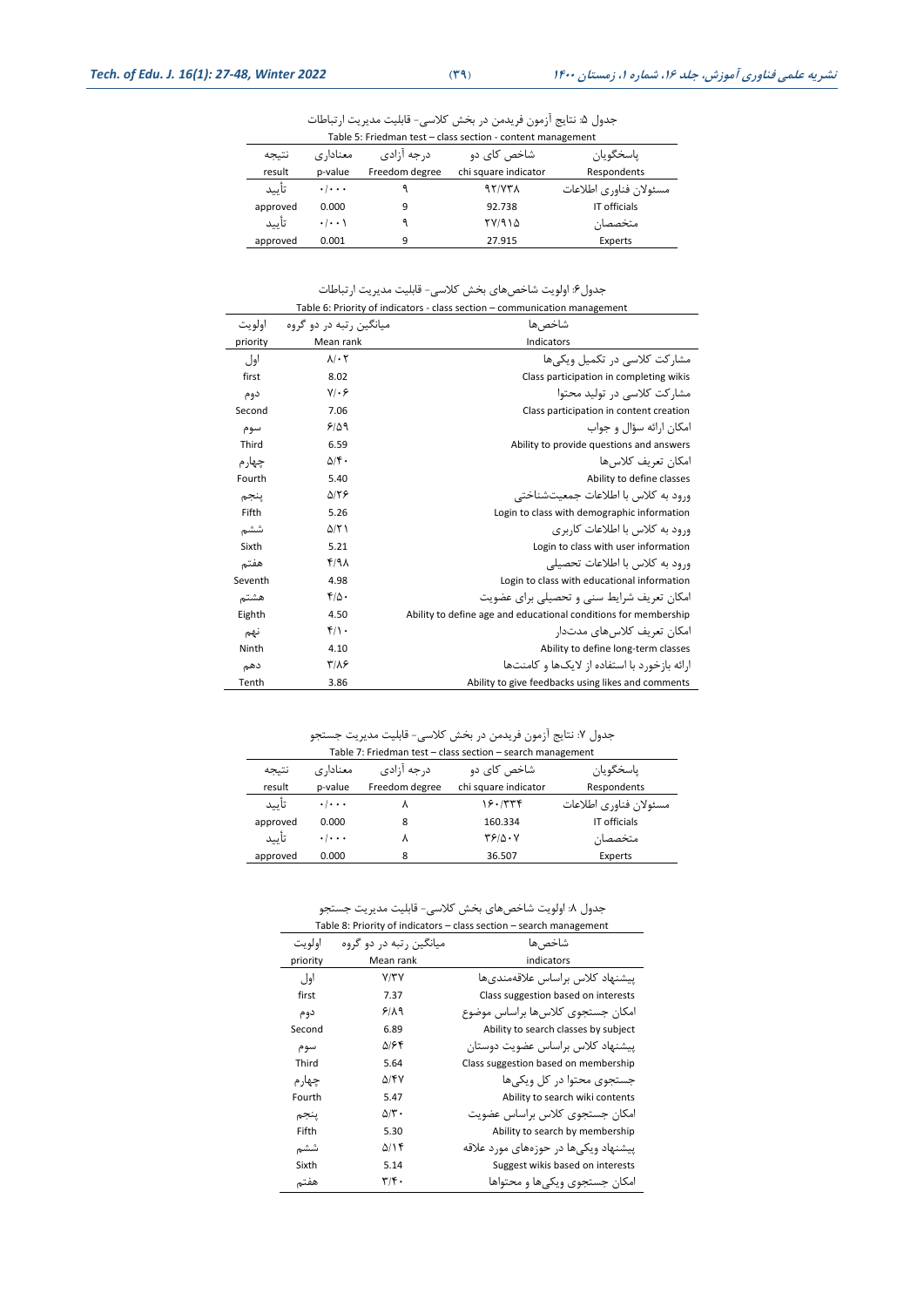جدول ۵: نتایج آزمون فریدمن در بخش کلاسی- قابلیت مدیریت ارتباطات

Table 5: Friedman test – class section - content management

| پاسخگویان Respondents | شاخص کای دو chi square indicator | درجه آزادی Freedom degree | معناداری p-value | نتیجه result |
|---|---|---|---|---|
| مسئولان فناوری اطلاعات | ۹۲/۷۳۸ | ۹ | ۰/۰۰۰ | تأیید |
| IT officials | 92.738 | 9 | 0.000 | approved |
| متخصصان | ۲۷/۹۱۵ | ۹ | ۰/۰۰۱ | تأیید |
| Experts | 27.915 | 9 | 0.001 | approved |

جدول۶: اولویت شاخص‌های بخش کلاسی- قابلیت مدیریت ارتباطات

Table 6: Priority of indicators - class section – communication management

| شاخص‌ها Indicators | میانگین رتبه در دو گروه Mean rank | اولویت priority |
|---|---|---|
| مشارکت کلاسی در تکمیل ویکی‌ها | ۸/۰۲ | اول |
| Class participation in completing wikis | 8.02 | first |
| مشارکت کلاسی در تولید محتوا | ۷/۰۶ | دوم |
| Class participation in content creation | 7.06 | Second |
| امکان ارائه سؤال و جواب | ۶/۵۹ | سوم |
| Ability to provide questions and answers | 6.59 | Third |
| امکان تعریف کلاس‌ها | ۵/۴۰ | چهارم |
| Ability to define classes | 5.40 | Fourth |
| ورود به کلاس با اطلاعات جمعیت‌شناختی | ۵/۲۶ | پنجم |
| Login to class with demographic information | 5.26 | Fifth |
| ورود به کلاس با اطلاعات کاربری | ۵/۲۱ | ششم |
| Login to class with user information | 5.21 | Sixth |
| ورود به کلاس با اطلاعات تحصیلی | ۴/۹۸ | هفتم |
| Login to class with educational information | 4.98 | Seventh |
| امکان تعریف شرایط سنی و تحصیلی برای عضویت | ۴/۵۰ | هشتم |
| Ability to define age and educational conditions for membership | 4.50 | Eighth |
| امکان تعریف کلاس‌های مدت‌دار | ۴/۱۰ | نهم |
| Ability to define long-term classes | 4.10 | Ninth |
| ارائه بازخورد با استفاده از لایک‌ها و کامنت‌ها | ۳/۸۶ | دهم |
| Ability to give feedbacks using likes and comments | 3.86 | Tenth |

جدول ۷: نتایج آزمون فریدمن در بخش کلاسی- قابلیت مدیریت جستجو

Table 7: Friedman test – class section – search management

| پاسخگویان Respondents | شاخص کای دو chi square indicator | درجه آزادی Freedom degree | معناداری p-value | نتیجه result |
|---|---|---|---|---|
| مسئولان فناوری اطلاعات | ۱۶۰/۳۳۴ | ۸ | ۰/۰۰۰ | تأیید |
| IT officials | 160.334 | 8 | 0.000 | approved |
| متخصصان | ۳۶/۵۰۷ | ۸ | ۰/۰۰۰ | تأیید |
| Experts | 36.507 | 8 | 0.000 | approved |

جدول ۸: اولویت شاخص‌های بخش کلاسی- قابلیت مدیریت جستجو

Table 8: Priority of indicators – class section – search management

| شاخص‌ها indicators | میانگین رتبه در دو گروه Mean rank | اولویت priority |
|---|---|---|
| پیشنهاد کلاس براساس علاقه‌مندی‌ها | ۷/۳۷ | اول |
| Class suggestion based on interests | 7.37 | first |
| امکان جستجوی کلاس‌ها براساس موضوع | ۶/۸۹ | دوم |
| Ability to search classes by subject | 6.89 | Second |
| پیشنهاد کلاس براساس عضویت دوستان | ۵/۶۴ | سوم |
| Class suggestion based on membership | 5.64 | Third |
| جستجوی محتوا در کل ویکی‌ها | ۵/۴۷ | چهارم |
| Ability to search wiki contents | 5.47 | Fourth |
| امکان جستجوی کلاس براساس عضویت | ۵/۳۰ | پنجم |
| Ability to search by membership | 5.30 | Fifth |
| پیشنهاد ویکی‌ها در حوزه‌های مورد علاقه | ۵/۱۴ | ششم |
| Suggest wikis based on interests | 5.14 | Sixth |
| امکان جستجوی ویکی‌ها و محتواها | ۳/۴۰ | هفتم |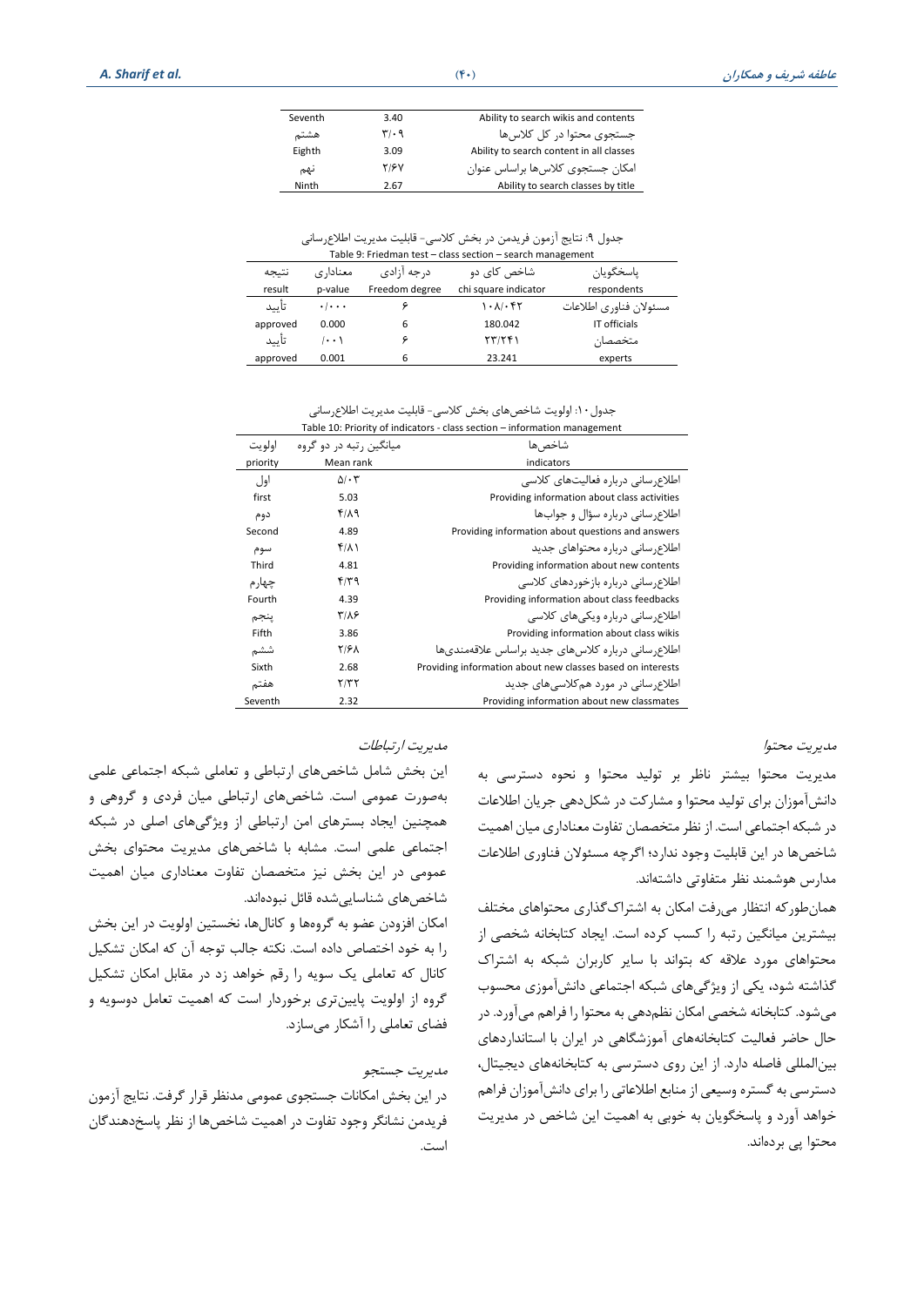| Seventh | 3.40 | Ability to search wikis and contents |
|---|---|---|
| هشتم | ۳/۰۹ | جستجوی محتوا در کل کلاس‌ها |
| Eighth | 3.09 | Ability to search content in all classes |
| نهم | ۲/۶۷ | امکان جستجوی کلاس‌ها براساس عنوان |
| Ninth | 2.67 | Ability to search classes by title |

جدول ۹: نتایج آزمون فریدمن در بخش کلاسی- قابلیت مدیریت اطلاع‌رسانی

Table 9: Friedman test – class section – search management

| نتیجه result | معناداری p-value | درجه آزادی Freedom degree | شاخص کای دو chi square indicator | پاسخگویان respondents |
|---|---|---|---|---|
| تأیید | ۰/۰۰۰ | ۶ | ۱۰۸/۰۴۲ | مسئولان فناوری اطلاعات |
| approved | 0.000 | 6 | 180.042 | IT officials |
| تأیید | /۰۰۱ | ۶ | ۲۳/۲۴۱ | متخصصان |
| approved | 0.001 | 6 | 23.241 | experts |

جدول ۱۰: اولویت شاخص‌های بخش کلاسی- قابلیت مدیریت اطلاع‌رسانی

Table 10: Priority of indicators - class section – information management

| اولویت priority | میانگین رتبه در دو گروه Mean rank | شاخص‌ها indicators |
|---|---|---|
| اول | ۵/۰۳ | اطلاع‌رسانی درباره فعالیت‌های کلاسی |
| first | 5.03 | Providing information about class activities |
| دوم | ۴/۸۹ | اطلاع‌رسانی درباره سؤال و جواب‌ها |
| Second | 4.89 | Providing information about questions and answers |
| سوم | ۴/۸۱ | اطلاع‌رسانی درباره محتواهای جدید |
| Third | 4.81 | Providing information about new contents |
| چهارم | ۴/۳۹ | اطلاع‌رسانی درباره بازخوردهای کلاسی |
| Fourth | 4.39 | Providing information about class feedbacks |
| پنجم | ۳/۸۶ | اطلاع‌رسانی درباره ویکی‌های کلاسی |
| Fifth | 3.86 | Providing information about class wikis |
| ششم | ۲/۶۸ | اطلاع‌رسانی درباره کلاس‌های جدید براساس علاقه‌مندی‌ها |
| Sixth | 2.68 | Providing information about new classes based on interests |
| هفتم | ۲/۳۲ | اطلاع‌رسانی در مورد هم‌کلاسی‌های جدید |
| Seventh | 2.32 | Providing information about new classmates |

*مدیریت محتوا*

مدیریت محتوا بیشتر ناظر بر تولید محتوا و نحوه دسترسی به دانش‌آموزان برای تولید محتوا و مشارکت در شکل‌دهی جریان اطلاعات در شبکه اجتماعی است. از نظر متخصصان تفاوت معناداری میان اهمیت شاخص‌ها در این قابلیت وجود ندارد؛ اگرچه مسئولان فناوری اطلاعات مدارس هوشمند نظر متفاوتی داشته‌اند.

همان‌طورکه انتظار می‌رفت امکان به اشتراک‌گذاری محتواهای مختلف بیشترین میانگین رتبه را کسب کرده است. ایجاد کتابخانه شخصی از محتواهای مورد علاقه که بتواند با سایر کاربران شبکه به اشتراک گذاشته شود، یکی از ویژگی‌های شبکه اجتماعی دانش‌آموزی محسوب می‌شود. کتابخانه شخصی امکان نظم‌دهی به محتوا را فراهم می‌آورد. در حال حاضر فعالیت کتابخانه‌های آموزشگاهی در ایران با استانداردهای بین‌المللی فاصله دارد. از این روی دسترسی به کتابخانه‌های دیجیتال، دسترسی به گستره وسیعی از منابع اطلاعاتی را برای دانش‌آموزان فراهم خواهد آورد و پاسخگویان به خوبی به اهمیت این شاخص در مدیریت محتوا پی برده‌اند.

*مدیریت ارتباطات*

این بخش شامل شاخص‌های ارتباطی و تعاملی شبکه اجتماعی علمی به‌صورت عمومی است. شاخص‌های ارتباطی میان فردی و گروهی و همچنین ایجاد بسترهای امن ارتباطی از ویژگی‌های اصلی در شبکه اجتماعی علمی است. مشابه با شاخص‌های مدیریت محتوای بخش عمومی در این بخش نیز متخصصان تفاوت معناداری میان اهمیت شاخص‌های شناسایی‌شده قائل نبوده‌اند.

امکان افزودن عضو به گروه‌ها و کانال‌ها، نخستین اولویت در این بخش را به خود اختصاص داده است. نکته جالب توجه آن که امکان تشکیل کانال که تعاملی یک سویه را رقم خواهد زد در مقابل امکان تشکیل گروه از اولویت پایین‌تری برخوردار است که اهمیت تعامل دوسویه و فضای تعاملی را آشکار می‌سازد.

*مدیریت جستجو*

در این بخش امکانات جستجوی عمومی مدنظر قرار گرفت. نتایج آزمون فریدمن نشانگر وجود تفاوت در اهمیت شاخص‌ها از نظر پاسخ‌دهندگان است.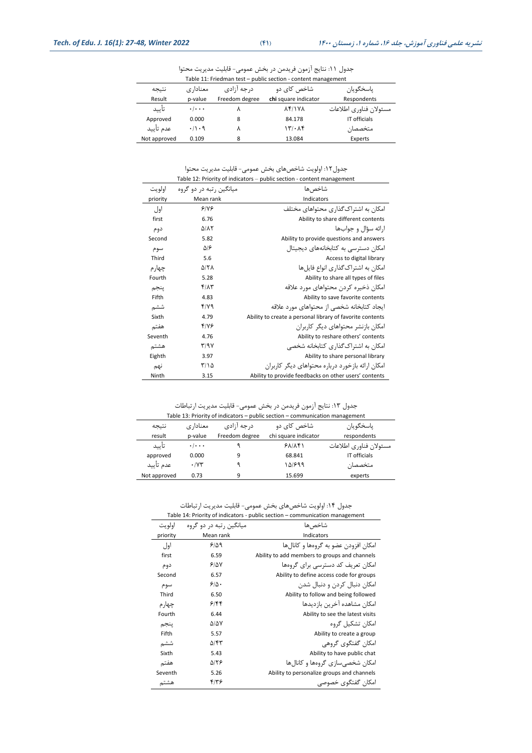جدول ۱۱: نتایج آزمون فریدمن در بخش عمومی- قابلیت مدیریت محتوا

Table 11: Friedman test – public section - content management

| پاسخگویان<br>Respondents | شاخص کای دو<br>**chi** square indicator | درجه آزادی<br>Freedom degree | معناداری<br>p-value | نتیجه<br>Result |
|---|---|---|---|---|
| مسئولان فناوری اطلاعات | ۸۴/۱۷۸ | ۸ | ۰/۰۰۰ | تأیید |
| IT officials | 84.178 | 8 | 0.000 | Approved |
| متخصصان | ۱۳/۰۸۴ | ۸ | ۰/۱۰۹ | عدم تأیید |
| Experts | 13.084 | 8 | 0.109 | Not approved |

جدول۱۲: اولویت شاخص‌های بخش عمومی- قابلیت مدیریت محتوا

Table 12: Priority of indicators – public section - content management

| شاخص‌ها<br>Indicators | میانگین رتبه در دو گروه<br>Mean rank | اولویت<br>priority |
|---|---|---|
| امکان به اشتراک‌گذاری محتواهای مختلف | ۶/۷۶ | اول |
| Ability to share different contents | 6.76 | first |
| ارائه سؤال و جواب‌ها | ۵/۸۲ | دوم |
| Ability to provide questions and answers | 5.82 | Second |
| امکان دسترسی به کتابخانه‌های دیجیتال | ۵/۶ | سوم |
| Access to digital library | 5.6 | Third |
| امکان به اشتراک‌گذاری انواع فایل‌ها | ۵/۲۸ | چهارم |
| Ability to share all types of files | 5.28 | Fourth |
| امکان ذخیره کردن محتواهای مورد علاقه | ۴/۸۳ | پنجم |
| Ability to save favorite contents | 4.83 | Fifth |
| ایجاد کتابخانه شخصی از محتواهای مورد علاقه | ۴/۷۹ | ششم |
| Ability to create a personal library of favorite contents | 4.79 | Sixth |
| امکان بازنشر محتواهای دیگر کاربران | ۴/۷۶ | هفتم |
| Ability to reshare others' contents | 4.76 | Seventh |
| امکان به اشتراک‌گذاری کتابخانه شخصی | ۳/۹۷ | هشتم |
| Ability to share personal library | 3.97 | Eighth |
| امکان ارائه بازخورد درباره محتواهای دیگر کاربران | ۳/۱۵ | نهم |
| Ability to provide feedbacks on other users' contents | 3.15 | Ninth |

جدول ۱۳: نتایج آزمون فریدمن در بخش عمومی- قابلیت مدیریت ارتباطات

Table 13: Priority of indicators – public section – communication management

| پاسخگویان<br>respondents | شاخص کای دو<br>chi square indicator | درجه آزادی<br>Freedom degree | معناداری<br>p-value | نتیجه<br>result |
|---|---|---|---|---|
| مسئولان فناوری اطلاعات | ۶۸/۸۴۱ | ۹ | ۰/۰۰۰ | تأیید |
| IT officials | 68.841 | 9 | 0.000 | approved |
| متخصصان | ۱۵/۶۹۹ | ۹ | ۰/۷۳ | عدم تأیید |
| experts | 15.699 | 9 | 0.73 | Not approved |

جدول ۱۴: اولویت شاخص‌های بخش عمومی- قابلیت مدیریت ارتباطات

Table 14: Priority of indicators - public section – communication management

| شاخص‌ها<br>Indicators | میانگین رتبه در دو گروه<br>Mean rank | اولویت<br>priority |
|---|---|---|
| امکان افزودن عضو به گروه‌ها و کانال‌ها | ۶/۵۹ | اول |
| Ability to add members to groups and channels | 6.59 | first |
| امکان تعریف کد دسترسی برای گروه‌ها | ۶/۵۷ | دوم |
| Ability to define access code for groups | 6.57 | Second |
| امکان دنبال کردن و دنبال شدن | ۶/۵۰ | سوم |
| Ability to follow and being followed | 6.50 | Third |
| امکان مشاهده آخرین بازدیدها | ۶/۴۴ | چهارم |
| Ability to see the latest visits | 6.44 | Fourth |
| امکان تشکیل گروه | ۵/۵۷ | پنجم |
| Ability to create a group | 5.57 | Fifth |
| امکان گفتگوی گروهی | ۵/۴۳ | ششم |
| Ability to have public chat | 5.43 | Sixth |
| امکان شخصی‌سازی گروه‌ها و کانال‌ها | ۵/۲۶ | هفتم |
| Ability to personalize groups and channels | 5.26 | Seventh |
| امکان گفتگوی خصوصی | ۴/۳۶ | هشتم |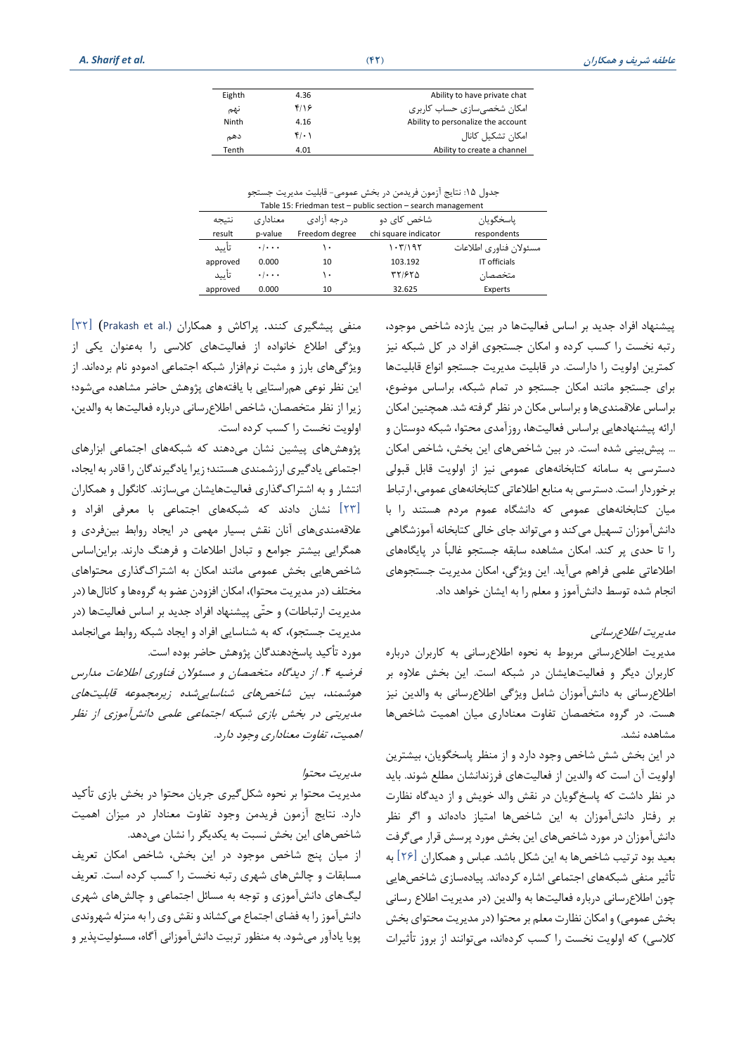| Eighth | 4.36 | Ability to have private chat |
|---|---|---|
| نهم | ۴/۱۶ | امکان شخصی‌سازی حساب کاربری |
| Ninth | 4.16 | Ability to personalize the account |
| دهم | ۴/۰۱ | امکان تشکیل کانال |
| Tenth | 4.01 | Ability to create a channel |

جدول ۱۵: نتایج آزمون فریدمن در بخش عمومی- قابلیت مدیریت جستجو

Table 15: Friedman test – public section – search management

| پاسخگویان | شاخص کای دو | درجه آزادی | معناداری | نتیجه |
|---|---|---|---|---|
| respondents | chi square indicator | Freedom degree | p-value | result |
| مسئولان فناوری اطلاعات | ۱۰۳/۱۹۲ | ۱۰ | ۰/۰۰۰ | تأیید |
| IT officials | 103.192 | 10 | 0.000 | approved |
| متخصصان | ۳۲/۶۲۵ | ۱۰ | ۰/۰۰۰ | تأیید |
| Experts | 32.625 | 10 | 0.000 | approved |

پیشنهاد افراد جدید بر اساس فعالیت‌ها در بین یازده شاخص موجود، رتبه نخست را کسب کرده و امکان جستجوی افراد در کل شبکه نیز کمترین اولویت را داراست. در قابلیت مدیریت جستجو انواع قابلیت‌ها برای جستجو مانند امکان جستجو در تمام شبکه، براساس موضوع، براساس علاقمندی‌ها و براساس مکان در نظر گرفته شد. همچنین امکان ارائه پیشنهادهایی براساس فعالیت‌ها، روزآمدی محتوا، شبکه دوستان و ... پیش‌بینی شده است. در بین شاخص‌های این بخش، شاخص امکان دسترسی به سامانه کتابخانه‌های عمومی نیز از اولویت قابل قبولی برخوردار است. دسترسی به منابع اطلاعاتی کتابخانه‌های عمومی، ارتباط میان کتابخانه‌های عمومی که دانشگاه عموم مردم هستند را با دانش‌آموزان تسهیل می‌کند و می‌تواند جای خالی کتابخانه آموزشگاهی را تا حدی پر کند. امکان مشاهده سابقه جستجو غالباً در پایگاه‌های اطلاعاتی علمی فراهم می‌آید. این ویژگی، امکان مدیریت جستجوهای انجام شده توسط دانش‌آموز و معلم را به ایشان خواهد داد.

*مدیریت اطلاع‌رسانی*

مدیریت اطلاع‌رسانی مربوط به نحوه اطلاع‌رسانی به کاربران درباره کاربران دیگر و فعالیت‌هایشان در شبکه است. این بخش علاوه بر اطلاع‌رسانی به دانش‌آموزان شامل ویژگی اطلاع‌رسانی به والدین نیز هست. در گروه متخصصان تفاوت معناداری میان اهمیت شاخص‌ها مشاهده نشد.

در این بخش شش شاخص وجود دارد و از منظر پاسخگویان، بیشترین اولویت آن است که والدین از فعالیت‌های فرزندانشان مطلع شوند. باید در نظر داشت که پاسخ‌گویان در نقش والد خویش و از دیدگاه نظارت بر رفتار دانش‌آموزان به این شاخص‌ها امتیاز داده‌اند و اگر نظر دانش‌آموزان در مورد شاخص‌های این بخش مورد پرسش قرار می‌گرفت بعید بود ترتیب شاخص‌ها به این شکل باشد. عباس و همکاران [۲۶] به تأثیر منفی شبکه‌های اجتماعی اشاره کرده‌اند. پیاده‌سازی شاخص‌هایی چون اطلاع‌رسانی درباره فعالیت‌ها به والدین (در مدیریت اطلاع رسانی بخش عمومی) و امکان نظارت معلم بر محتوا (در مدیریت محتوای بخش کلاسی) که اولویت نخست را کسب کرده‌اند، می‌توانند از بروز تأثیرات منفی پیشگیری کنند. پراکاش و همکاران (Prakash et al.) [۳۲] ویژگی اطلاع خانواده از فعالیت‌های کلاسی را به‌عنوان یکی از ویژگی‌های بارز و مثبت نرم‌افزار شبکه اجتماعی ادمودو نام برده‌اند. از این نظر نوعی هم‌راستایی با یافته‌های پژوهش حاضر مشاهده می‌شود؛ زیرا از نظر متخصصان، شاخص اطلاع‌رسانی درباره فعالیت‌ها به والدین، اولویت نخست را کسب کرده است.

پژوهش‌های پیشین نشان می‌دهند که شبکه‌های اجتماعی ابزارهای اجتماعی یادگیری ارزشمندی هستند؛ زیرا یادگیرندگان را قادر به ایجاد، انتشار و به اشتراک‌گذاری فعالیت‌هایشان می‌سازند. کانگول و همکاران [۲۳] نشان دادند که شبکه‌های اجتماعی با معرفی افراد و علاقه‌مندی‌های آنان نقش بسیار مهمی در ایجاد روابط بین‌فردی و همگرایی بیشتر جوامع و تبادل اطلاعات و فرهنگ دارند. براین‌اساس شاخص‌هایی بخش عمومی مانند امکان به اشتراک‌گذاری محتواهای مختلف (در مدیریت محتوا)، امکان افزودن عضو به گروه‌ها و کانال‌ها (در مدیریت ارتباطات) و حتّی پیشنهاد افراد جدید بر اساس فعالیت‌ها (در مدیریت جستجو)، که به شناسایی افراد و ایجاد شبکه روابط می‌انجامد مورد تأکید پاسخ‌دهندگان پژوهش حاضر بوده است.

*فرضیه ۴. از دیدگاه متخصصان و مسئولان فناوری اطلاعات مدارس هوشمند، بین شاخص‌های شناسایی‌شده زیرمجموعه قابلیت‌های مدیریتی در بخش بازی شبکه اجتماعی علمی دانش‌آموزی از نظر اهمیت، تفاوت معناداری وجود دارد.*

*مدیریت محتوا*

مدیریت محتوا بر نحوه شکل‌گیری جریان محتوا در بخش بازی تأکید دارد. نتایج آزمون فریدمن وجود تفاوت معنادار در میزان اهمیت شاخص‌های این بخش نسبت به یکدیگر را نشان می‌دهد.

از میان پنج شاخص موجود در این بخش، شاخص امکان تعریف مسابقات و چالش‌های شهری رتبه نخست را کسب کرده است. تعریف لیگ‌های دانش‌آموزی و توجه به مسائل اجتماعی و چالش‌های شهری دانش‌آموز را به فضای اجتماع می‌کشاند و نقش وی را به منزله شهروندی پویا یادآور می‌شود. به منظور تربیت دانش‌آموزانی آگاه، مسئولیت‌پذیر و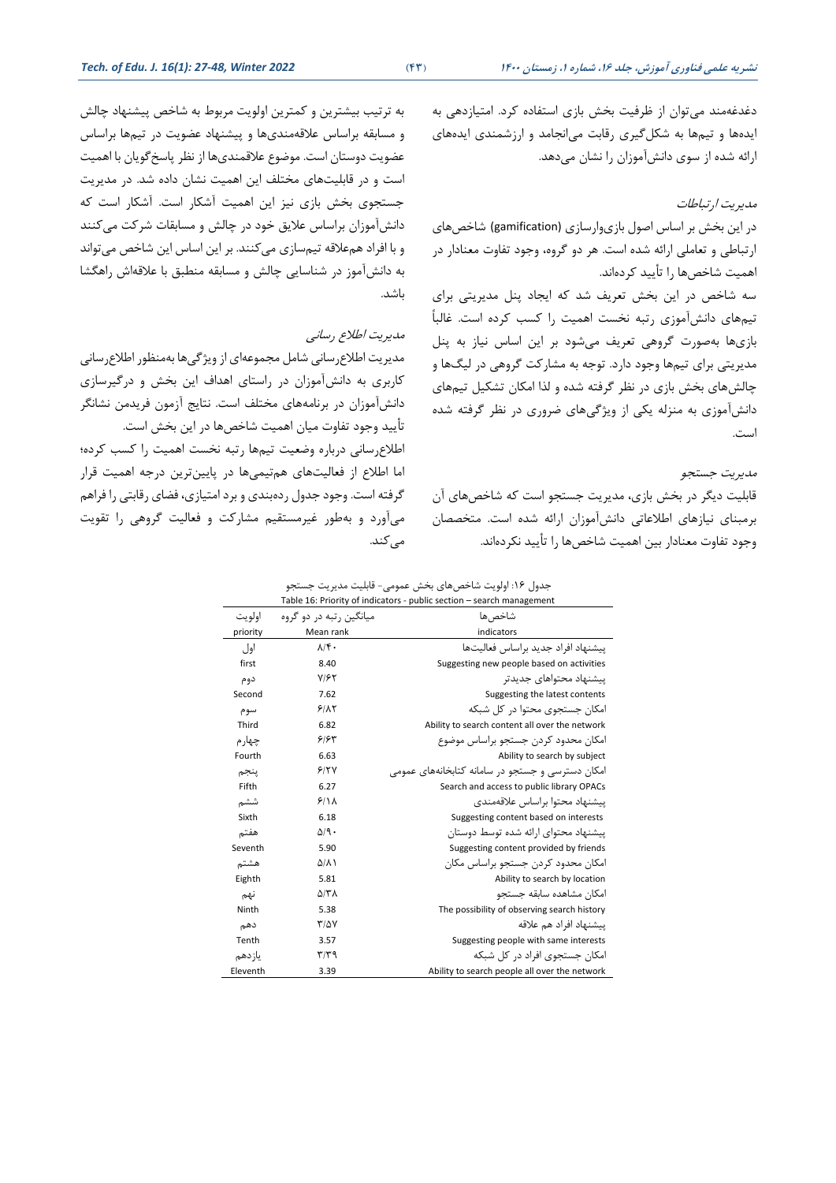دغدغه‌مند می‌توان از ظرفیت بخش بازی استفاده کرد. امتیازدهی به ایده‌ها و تیم‌ها به شکل‌گیری رقابت می‌انجامد و ارزشمندی ایده‌های ارائه شده از سوی دانش‌آموزان را نشان می‌دهد.

### *مدیریت ارتباطات*

در این بخش بر اساس اصول بازی‌وارسازی (gamification) شاخص‌های ارتباطی و تعاملی ارائه شده است. هر دو گروه، وجود تفاوت معنادار در اهمیت شاخص‌ها را تأیید کرده‌اند.

سه شاخص در این بخش تعریف شد که ایجاد پنل مدیریتی برای تیم‌های دانش‌آموزی رتبه نخست اهمیت را کسب کرده است. غالباً بازی‌ها به‌صورت گروهی تعریف می‌شود بر این اساس نیاز به پنل مدیریتی برای تیم‌ها وجود دارد. توجه به مشارکت گروهی در لیگ‌ها و چالش‌های بخش بازی در نظر گرفته شده و لذا امکان تشکیل تیم‌های دانش‌آموزی به منزله یکی از ویژگی‌های ضروری در نظر گرفته شده است.

### مدیریت جستجو

قابلیت دیگر در بخش بازی، مدیریت جستجو است که شاخص‌های آن برمبنای نیازهای اطلاعاتی دانش‌آموزان ارائه شده است. متخصصان وجود تفاوت معنادار بین اهمیت شاخص‌ها را تأیید نکرده‌اند.

به ترتیب بیشترین و کمترین اولویت مربوط به شاخص پیشنهاد چالش و مسابقه براساس علاقه‌مندی‌ها و پیشنهاد عضویت در تیم‌ها براساس عضویت دوستان است. موضوع علاقه‌مندی‌ها از نظر پاسخ‌گویان با اهمیت است و در قابلیت‌های مختلف این اهمیت نشان داده شد. در مدیریت جستجوی بخش بازی نیز این اهمیت آشکار است. آشکار است که دانش‌آموزان براساس علایق خود در چالش و مسابقات شرکت می‌کنند و با افراد هم‌علاقه تیم‌سازی می‌کنند. بر این اساس این شاخص می‌تواند به دانش‌آموز در شناسایی چالش و مسابقه منطبق با علاقه‌اش راهگشا باشد.

### *مدیریت اطلاع رسانی*

مدیریت اطلاع‌رسانی شامل مجموعه‌ای از ویژگی‌ها به‌منظور اطلاع‌رسانی کاربری به دانش‌آموزان در راستای اهداف این بخش و درگیرسازی دانش‌آموزان در برنامه‌های مختلف است. نتایج آزمون فریدمن نشانگر تأیید وجود تفاوت میان اهمیت شاخص‌ها در این بخش است.

اطلاع‌رسانی درباره وضعیت تیم‌ها رتبه نخست اهمیت را کسب کرده؛ اما اطلاع از فعالیت‌های هم‌تیمی‌ها در پایین‌ترین درجه اهمیت قرار گرفته است. وجود جدول رده‌بندی و برد امتیازی، فضای رقابتی را فراهم می‌آورد و به‌طور غیرمستقیم مشارکت و فعالیت گروهی را تقویت می‌کند.

جدول ۱۶: اولویت شاخص‌های بخش عمومی- قابلیت مدیریت جستجو

Table 16: Priority of indicators - public section – search management

| شاخص‌ها<br>indicators | میانگین رتبه در دو گروه<br>Mean rank | اولویت<br>priority |
|---|---|---|
| پیشنهاد افراد جدید براساس فعالیت‌ها<br>Suggesting new people based on activities | ۸/۴۰<br>8.40 | اول<br>first |
| پیشنهاد محتواهای جدیدتر<br>Suggesting the latest contents | ۷/۶۲<br>7.62 | دوم<br>Second |
| امکان جستجوی محتوا در کل شبکه<br>Ability to search content all over the network | ۶/۸۲<br>6.82 | سوم<br>Third |
| امکان محدود کردن جستجو براساس موضوع<br>Ability to search by subject | ۶/۶۳<br>6.63 | چهارم<br>Fourth |
| امکان دسترسی و جستجو در سامانه کتابخانه‌های عمومی<br>Search and access to public library OPACs | ۶/۲۷<br>6.27 | پنجم<br>Fifth |
| پیشنهاد محتوا براساس علاقه‌مندی<br>Suggesting content based on interests | ۶/۱۸<br>6.18 | ششم<br>Sixth |
| پیشنهاد محتوای ارائه شده توسط دوستان<br>Suggesting content provided by friends | ۵/۹۰<br>5.90 | هفتم<br>Seventh |
| امکان محدود کردن جستجو براساس مکان<br>Ability to search by location | ۵/۸۱<br>5.81 | هشتم<br>Eighth |
| امکان مشاهده سابقه جستجو<br>The possibility of observing search history | ۵/۳۸<br>5.38 | نهم<br>Ninth |
| پیشنهاد افراد هم علاقه<br>Suggesting people with same interests | ۳/۵۷<br>3.57 | دهم<br>Tenth |
| امکان جستجوی افراد در کل شبکه<br>Ability to search people all over the network | ۳/۳۹<br>3.39 | یازدهم<br>Eleventh |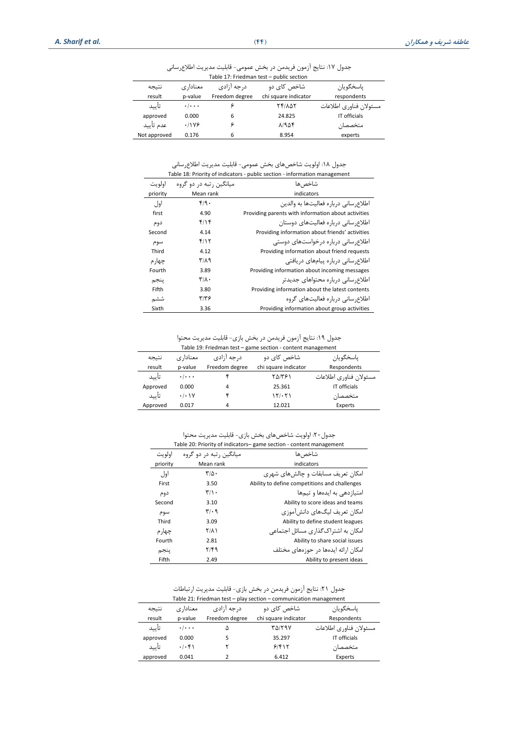جدول ۱۷: نتایج آزمون فریدمن در بخش عمومی- قابلیت مدیریت اطلاع‌رسانی

Table 17: Friedman test – public section

| نتیجه<br>result | معناداری<br>p-value | درجه آزادی<br>Freedom degree | شاخص کای دو<br>chi square indicator | پاسخگویان<br>respondents |
|---|---|---|---|---|
| تأیید | ۰/۰۰۰ | ۶ | ۲۴/۸۵۲ | مسئولان فناوری اطلاعات |
| approved | 0.000 | 6 | 24.825 | IT officials |
| عدم تأیید | ۰/۱۷۶ | ۶ | ۸/۹۵۴ | متخصصان |
| Not approved | 0.176 | 6 | 8.954 | experts |

جدول ۱۸: اولویت شاخص‌های بخش عمومی- قابلیت مدیریت اطلاع‌رسانی

Table 18: Priority of indicators - public section - information management

| اولویت<br>priority | میانگین رتبه در دو گروه<br>Mean rank | شاخص‌ها<br>indicators |
|---|---|---|
| اول | ۴/۹۰ | اطلاع‌رسانی درباره فعالیت‌ها به والدین |
| first | 4.90 | Providing parents with information about activities |
| دوم | ۴/۱۴ | اطلاع‌رسانی درباره فعالیت‌های دوستان |
| Second | 4.14 | Providing information about friends' activities |
| سوم | ۴/۱۲ | اطلاع‌رسانی درباره درخواست‌های دوستی |
| Third | 4.12 | Providing information about friend requests |
| چهارم | ۳/۸۹ | اطلاع‌رسانی درباره پیام‌های دریافتی |
| Fourth | 3.89 | Providing information about incoming messages |
| پنجم | ۳/۸۰ | اطلاع‌رسانی درباره محتواهای جدیدتر |
| Fifth | 3.80 | Providing information about the latest contents |
| ششم | ۳/۳۶ | اطلاع‌رسانی درباره فعالیت‌های گروه |
| Sixth | 3.36 | Providing information about group activities |

جدول ۱۹: نتایج آزمون فریدمن در بخش بازی- قابلیت مدیریت محتوا

Table 19: Friedman test – game section – content management

| نتیجه<br>result | معناداری<br>p-value | درجه آزادی<br>Freedom degree | شاخص کای دو<br>chi square indicator | پاسخگویان<br>Respondents |
|---|---|---|---|---|
| تأیید | ۰/۰۰۰ | ۴ | ۲۵/۳۶۱ | مسئولان فناوری اطلاعات |
| Approved | 0.000 | 4 | 25.361 | IT officials |
| تأیید | ۰/۰۱۷ | ۴ | ۱۲/۰۲۱ | متخصصان |
| Approved | 0.017 | 4 | 12.021 | Experts |

جدول ۲۰: اولویت شاخص‌های بخش بازی- قابلیت مدیریت محتوا

Table 20: Priority of indicators– game section - content management

| اولویت<br>priority | میانگین رتبه در دو گروه<br>Mean rank | شاخص‌ها<br>indicators |
|---|---|---|
| اول | ۳/۵۰ | امکان تعریف مسابقات و چالش‌های شهری |
| First | 3.50 | Ability to define competitions and challenges |
| دوم | ۳/۱۰ | امتیازدهی به ایده‌ها و تیم‌ها |
| Second | 3.10 | Ability to score ideas and teams |
| سوم | ۳/۰۹ | امکان تعریف لیگ‌های دانش‌آموزی |
| Third | 3.09 | Ability to define student leagues |
| چهارم | ۲/۸۱ | امکان به اشتراک‌گذاری مسائل اجتماعی |
| Fourth | 2.81 | Ability to share social issues |
| پنجم | ۲/۴۹ | امکان ارائه ایده‌ها در حوزه‌های مختلف |
| Fifth | 2.49 | Ability to present ideas |

جدول ۲۱: نتایج آزمون فریدمن در بخش بازی- قابلیت مدیریت ارتباطات

Table 21: Friedman test – play section – communication management

| نتیجه<br>result | معناداری<br>p-value | درجه آزادی<br>Freedom degree | شاخص کای دو<br>chi square indicator | پاسخگویان<br>Respondents |
|---|---|---|---|---|
| تأیید | ۰/۰۰۰ | ۵ | ۳۵/۲۹۷ | مسئولان فناوری اطلاعات |
| approved | 0.000 | 5 | 35.297 | IT officials |
| تأیید | ۰/۰۴۱ | ۲ | ۶/۴۱۲ | متخصصان |
| approved | 0.041 | 2 | 6.412 | Experts |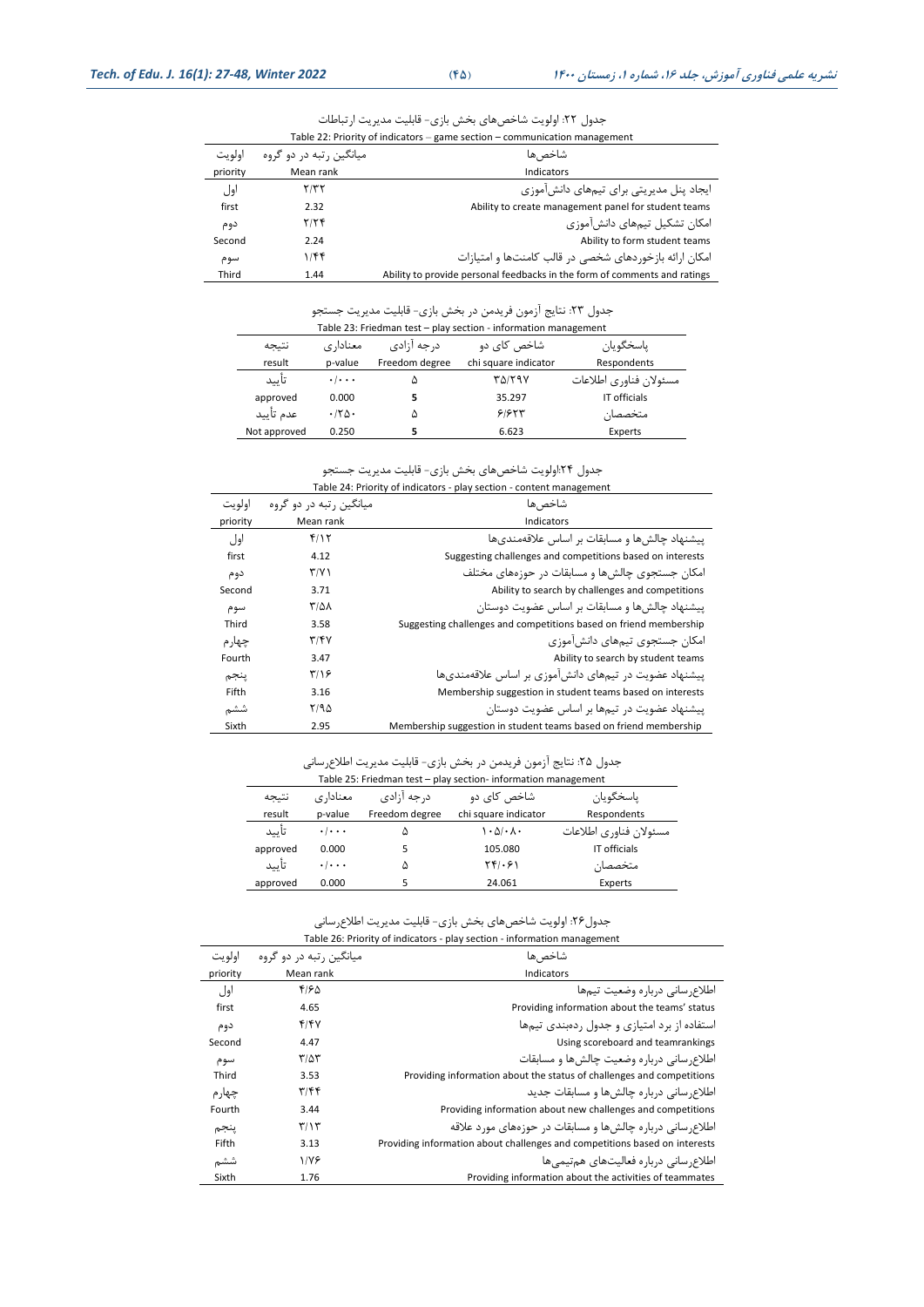جدول ۲۲: اولویت شاخص‌های بخش بازی- قابلیت مدیریت ارتباطات

Table 22: Priority of indicators – game section – communication management

| اولویت priority | میانگین رتبه در دو گروه Mean rank | شاخص‌ها Indicators |
|---|---|---|
| اول first | ۲/۳۲ 2.32 | ایجاد پنل مدیریتی برای تیم‌های دانش‌آموزی Ability to create management panel for student teams |
| دوم Second | ۲/۲۴ 2.24 | امکان تشکیل تیم‌های دانش‌آموزی Ability to form student teams |
| سوم Third | ۱/۴۴ 1.44 | امکان ارائه بازخوردهای شخصی در قالب کامنت‌ها و امتیازات Ability to provide personal feedbacks in the form of comments and ratings |

جدول ۲۳: نتایج آزمون فریدمن در بخش بازی- قابلیت مدیریت جستجو

Table 23: Friedman test – play section - information management

| نتیجه result | معناداری p-value | درجه آزادی Freedom degree | شاخص کای دو chi square indicator | پاسخگویان Respondents |
|---|---|---|---|---|
| تأیید approved | ۰/۰۰۰ 0.000 | ۵ 5 | ۳۵/۲۹۷ 35.297 | مسئولان فناوری اطلاعات IT officials |
| عدم تأیید Not approved | ۰/۲۵۰ 0.250 | ۵ 5 | ۶/۶۲۳ 6.623 | متخصصان Experts |

جدول ۲۴:اولویت شاخص‌های بخش بازی- قابلیت مدیریت جستجو

Table 24: Priority of indicators - play section - content management

| اولویت priority | میانگین رتبه در دو گروه Mean rank | شاخص‌ها Indicators |
|---|---|---|
| اول first | ۴/۱۲ 4.12 | پیشنهاد چالش‌ها و مسابقات بر اساس علاقه‌مندی‌ها Suggesting challenges and competitions based on interests |
| دوم Second | ۳/۷۱ 3.71 | امکان جستجوی چالش‌ها و مسابقات در حوزه‌های مختلف Ability to search by challenges and competitions |
| سوم Third | ۳/۵۸ 3.58 | پیشنهاد چالش‌ها و مسابقات بر اساس عضویت دوستان Suggesting challenges and competitions based on friend membership |
| چهارم Fourth | ۳/۴۷ 3.47 | امکان جستجوی تیم‌های دانش‌آموزی Ability to search by student teams |
| پنجم Fifth | ۳/۱۶ 3.16 | پیشنهاد عضویت در تیم‌های دانش‌آموزی بر اساس علاقه‌مندی‌ها Membership suggestion in student teams based on interests |
| ششم Sixth | ۲/۹۵ 2.95 | پیشنهاد عضویت در تیم‌ها بر اساس عضویت دوستان Membership suggestion in student teams based on friend membership |

جدول ۲۵: نتایج آزمون فریدمن در بخش بازی- قابلیت مدیریت اطلاع‌رسانی

Table 25: Friedman test – play section- information management

| نتیجه result | معناداری p-value | درجه آزادی Freedom degree | شاخص کای دو chi square indicator | پاسخگویان Respondents |
|---|---|---|---|---|
| تأیید approved | ۰/۰۰۰ 0.000 | ۵ 5 | ۱۰۵/۰۸۰ 105.080 | مسئولان فناوری اطلاعات IT officials |
| تأیید approved | ۰/۰۰۰ 0.000 | ۵ 5 | ۲۴/۰۶۱ 24.061 | متخصصان Experts |

جدول۲۶: اولویت شاخص‌های بخش بازی- قابلیت مدیریت اطلاع‌رسانی

Table 26: Priority of indicators - play section - information management

| اولویت priority | میانگین رتبه در دو گروه Mean rank | شاخص‌ها Indicators |
|---|---|---|
| اول first | ۴/۶۵ 4.65 | اطلاع‌رسانی درباره وضعیت تیم‌ها Providing information about the teams' status |
| دوم Second | ۴/۴۷ 4.47 | استفاده از برد امتیازی و جدول رده‌بندی تیم‌ها Using scoreboard and teamrankings |
| سوم Third | ۳/۵۳ 3.53 | اطلاع‌رسانی درباره وضعیت چالش‌ها و مسابقات Providing information about the status of challenges and competitions |
| چهارم Fourth | ۳/۴۴ 3.44 | اطلاع‌رسانی درباره چالش‌ها و مسابقات جدید Providing information about new challenges and competitions |
| پنجم Fifth | ۳/۱۳ 3.13 | اطلاع‌رسانی درباره چالش‌ها و مسابقات در حوزه‌های مورد علاقه Providing information about challenges and competitions based on interests |
| ششم Sixth | ۱/۷۶ 1.76 | اطلاع‌رسانی درباره فعالیت‌های هم‌تیمی‌ها Providing information about the activities of teammates |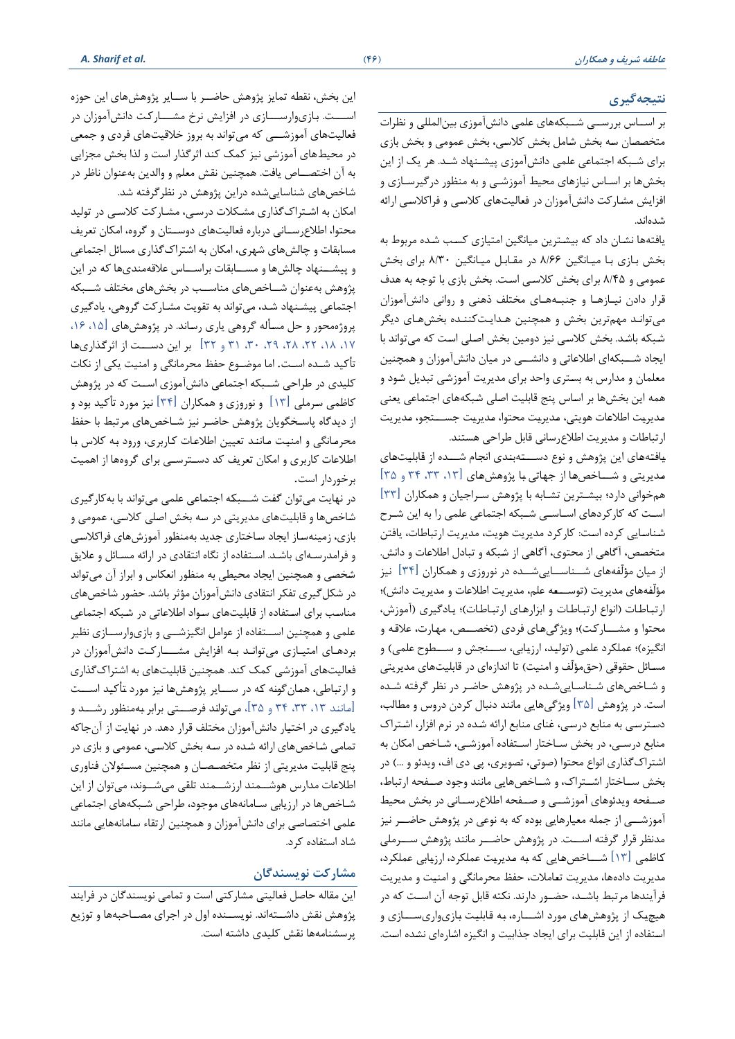## نتیجه‌گیری

بر اسـاس بررسـی شـبکه‌های علمی دانش‌آموزی بین‌المللی و نظرات متخصصان سه بخش شامل بخش کلاسی، بخش عمومی و بخش بازی برای شبکه اجتماعی علمی دانش‌آموزی پیشـنهاد شـد. هر یک از این بخش‌ها بر اساس نیازهای محیط آموزشی و به منظور درگیرسـازی و افزایش مشارکت دانش‌آموزان در فعالیت‌های کلاسی و فراکلاسی ارائه شده‌اند.

یافته‌ها نشان داد که بیشـترین میانگین امتیازی کسب شده مربوط به بخش بـازی بـا میـانگین ۸/۶۶ در مقـابـل میـانگین ۸/۳۰ برای بخش عمومی و ۸/۴۵ برای بخش کلاسی است. بخش بازی با توجه به هدف قرار دادن نیـازهـا و جنبـه‌هـای مختلف ذهنی و روانی دانش‌آموزان می‌تواند مهم‌ترین بخش و همچنین هـدایـت‌کننـده بخش‌هـای دیگر شبکه باشد. بخش کلاسی نیز دومین بخش اصلی است که می‌تواند با ایجاد شـبـکه‌ای اطلاعاتی و دانشـی در میان دانش‌آموزان و همچنین معلمان و مدارس به بستری واحد برای مدیریت آموزشی تبدیل شود و همه این بخش‌ها بر اساس پنج قابلیت اصلی شبکه‌های اجتماعی یعنی مدیریت اطلاعات هویتی، مدیریت محتوا، مدیریت جسـتجو، مدیریت ارتباطات و مدیریت اطلاع‌رسانی قابل طراحی هستند.

یافته‌های این پژوهش و نوع دسـتـه‌بندی انجام شـده از قابلیت‌های مدیریتی و شـاخص‌ها از جهاتی با پژوهش‌های [۱۳، ۳۳، ۳۴ و ۳۵] همخوانی دارد؛ بیشـترین تشـابه با پژوهش سـراجیان و همکاران [۳۳] اسـت که کارکردهای اسـاسـی شـبکه اجتماعی علمی را به این شـرح شناسایی کرده است: کارکرد مدیریت هویت، مدیریت ارتباطات، یافتن متخصص، آگاهی از محتوی، آگاهی از شبکه و تبادل اطلاعات و دانش. از میان مؤلّفه‌های شـنـاسـایی‌شـده در نوروزی و همکاران [۳۴] نیز مؤلّفه‌های مدیریت (توسـعه علم، مدیریت اطلاعات و مدیریت دانش)؛ ارتباطات (انواع ارتباطات و ابزارهای ارتباطات)؛ یادگیری (آموزش، محتوا و مشـارکت)؛ ویژگی‌های فردی (تخصـص، مهارت، علاقه و انگیزه)؛ عملکرد علمی (تولید، ارزیابی، سـنجش و سـطوح علمی) و مسائل حقوقی (حق‌مؤلّف و امنیت) تا اندازه‌ای در قابلیت‌های مدیریتی و شاخص‌های شـناسایی‌شـده در پژوهش حاضـر در نظر گرفته شـده است. در پژوهش [۳۵] ویژگی‌هایی مانند دنبال کردن دروس و مطالب، دسترسی به منابع درسی، غنای منابع ارائه شده در نرم افزار، اشـتراک منابع درسـی، در بخش سـاختار اسـتفاده آموزشـی، شـاخص امکان به اشتراک‌گذاری انواع محتوا (صوتی، تصویری، پی دی اف، ویدئو و ...) در بخش سـاختار اشـتراک، و شـاخص‌هایی مانند وجود صـفحه ارتباط، صـفحه ویدئوهای آموزشـی و صـفحه اطلاع‌رسـانی در بخش محیط آموزشـی از جمله معیارهایی بوده که به نوعی در پژوهش حاضـر نیز مدنظر قرار گرفته اسـت. در پژوهش حاضـر مانند پژوهش سـرملی کاظمی [۱۳] شـاخص‌هایی که به مدیریت عملکرد، ارزیابی عملکرد، مدیریت داده‌ها، مدیریت تعاملات، حفظ محرمانگی و امنیت و مدیریت فرآیندها مرتبط باشـد، حضـور دارند. نکته قابل توجه آن اسـت که در هیچ‌یک از پژوهش‌های مورد اشـاره، به قابلیت بازی‌وارسـازی و استفاده از این قابلیت برای ایجاد جذابیت و انگیزه اشاره‌ای نشده است.

این بخش، نقطه تمایز پژوهش حاضـر با سـایر پژوهش‌های این حوزه اسـت. بازی‌وارسـازی در افزایش نرخ مشـارکت دانش‌آموزان در فعالیت‌های آموزشـی که می‌تواند به بروز خلاقیت‌های فردی و جمعی در محیط‌های آموزشی نیز کمک کند اثرگذار است و لذا بخش مجزایی به آن اختصـاص یافت. همچنین نقش معلم و والدین به‌عنوان ناظر در شاخص‌های شناسایی‌شده دراین پژوهش در نظرگرفته شد.

امکان به اشـتراک‌گذاری مشکلات درسـی، مشـارکت کلاسـی در تولید محتوا، اطلاع‌رسـانی درباره فعالیت‌های دوسـتان و گروه، امکان تعریف مسابقات و چالش‌های شهری، امکان به اشتراک‌گذاری مسائل اجتماعی و پیشـنهاد چالش‌ها و مسـابقات براسـاس علاقه‌مندی‌ها که در این پژوهش به‌عنوان شـاخص‌های مناسـب در بخش‌های مختلف شـبکه اجتماعی پیشنهاد شد، می‌تواند به تقویت مشارکت گروهی، یادگیری پروژه‌محور و حل مسأله گروهی یاری رساند. در پژوهش‌های [۱۵، ۱۶، ۱۷، ۱۸، ۲۲، ۲۸، ۲۹، ۳۰، ۳۱ و ۳۲] بر این دسـت از اثرگذاری‌ها تأکید شـده اسـت. اما موضـوع حفظ محرمانگی و امنیت یکی از نکات کلیدی در طراحی شـبکه اجتماعی دانش‌آموزی اسـت که در پژوهش کاظمی سرملی [۱۳] و نوروزی و همکاران [۳۴] نیز مورد تأکید بود و از دیدگاه پاسخگویان پژوهش حاضر نیز شـاخص‌های مرتبط با حفظ محرمـانگی و امنیت مـانند تعیین اطلاعات کـاربری، ورود به کلاس با اطلاعات کاربری و امکان تعریف کد دسـترسـی برای گروه‌ها از اهمیت برخوردار است.

در نهایت می‌توان گفت شـبـکه اجتماعی علمی می‌تواند با به‌کارگیری شاخص‌ها و قابلیت‌های مدیریتی در سه بخش اصلی کلاسی، عمومی و بازی، زمینه‌ساز ایجاد ساختاری جدید به‌منظور آموزش‌های فراکلاسی و فرامدرسـه‌ای باشـد. اسـتفاده از نگاه انتقادی در ارائه مسـائل و علایق شخصی و همچنین ایجاد محیطی به منظور انعکاس و ابراز آن می‌تواند در شکل‌گیری تفکر انتقادی دانش‌آموزان مؤثر باشد. حضور شاخص‌های مناسب برای استفاده از قابلیت‌های سواد اطلاعاتی در شبکه اجتماعی علمی و همچنین اسـتفاده از عوامل انگیزشـی و بازی‌وارسـازی نظیر بردهـای امتیـازی می‌تواننـد بـه افزایش مشـارکـت دانش‌آموزان در فعالیت‌های آموزشی کمک کند. همچنین قابلیت‌های به اشتراک‌گذاری و ارتباطی، همان‌گونه که در سـایر پژوهش‌ها نیز مورد تأکید اسـت [مانند ۱۳، ۳۳، ۳۴ و ۳۵]، می‌تولند فرصـتی برابر به‌منظور رشـد و یادگیری در اختیار دانش‌آموزان مختلف قرار دهد. در نهایت از آن‌جاکه تمامی شاخص‌های ارائه شده در سه بخش کلاسی، عمومی و بازی در پنج قابلیت مدیریتی از نظر متخصـصـان و همچنین مسـئولان فناوری اطلاعات مدارس هوشـمند ارزشـمند تلقی می‌شـوند، می‌توان از این شـاخص‌ها در ارزیابی سـامانه‌های موجود، طراحی شـبکه‌های اجتماعی علمی اختصاصی برای دانش‌آموزان و همچنین ارتقاء سامانه‌هایی مانند شاد استفاده کرد.

## مشارکت نویسندگان

این مقاله حاصل فعالیتی مشارکتی است و تمامی نویسندگان در فرایند پژوهش نقش داشـته‌اند. نویسـنده اول در اجرای مصـاحبه‌ها و توزیع پرسشنامه‌ها نقش کلیدی داشته است.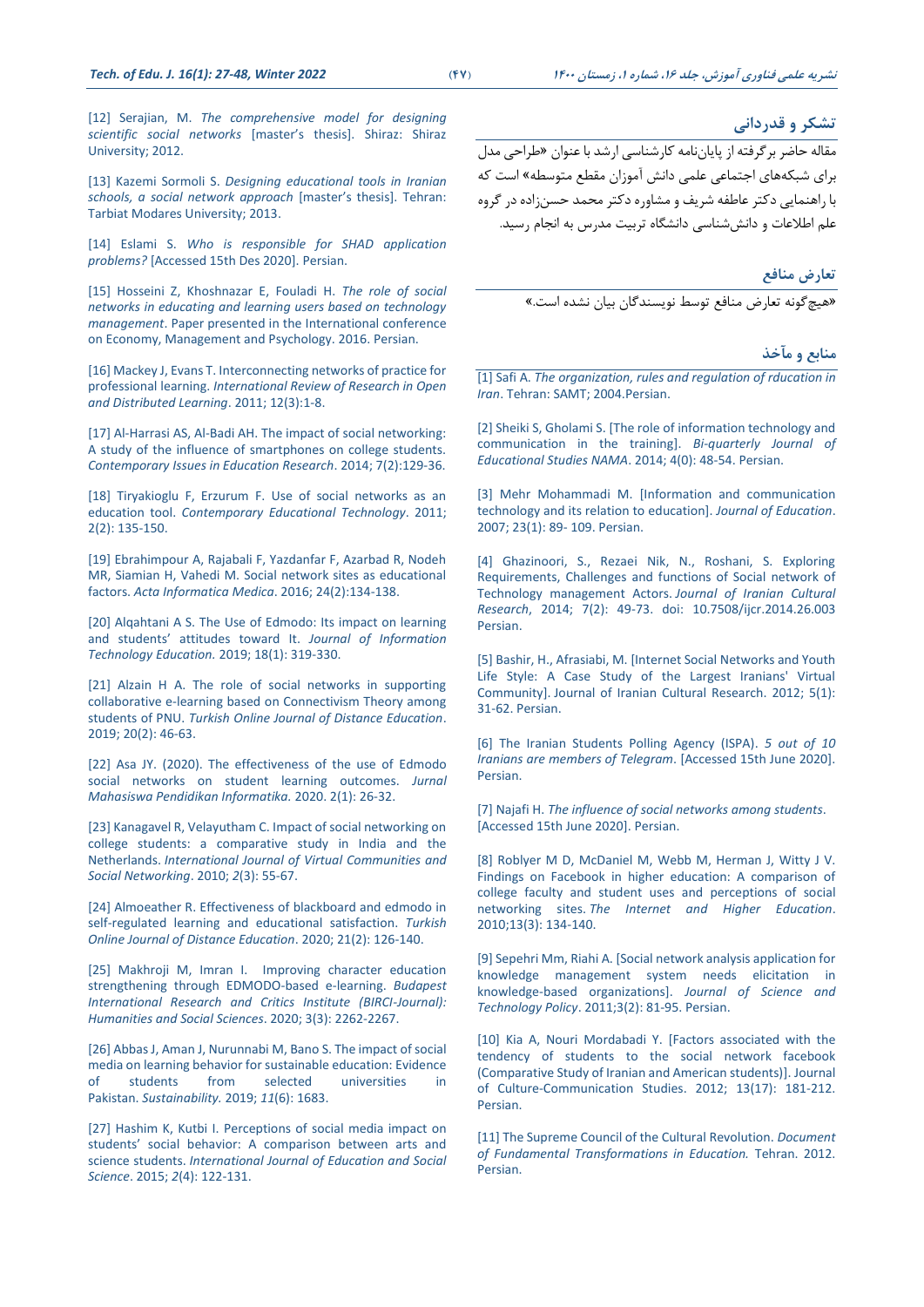## تشکر و قدردانی

مقاله حاضر برگرفته از پایان‌نامه کارشناسی ارشد با عنوان «طراحی مدل برای شبکه‌های اجتماعی علمی دانش آموزان مقطع متوسطه» است که با راهنمایی دکتر عاطفه شریف و مشاوره دکتر محمد حسن‌زاده در گروه علم اطلاعات و دانش‌شناسی دانشگاه تربیت مدرس به انجام رسید.

## تعارض منافع

«هیچ‌گونه تعارض منافع توسط نویسندگان بیان نشده است.»

## منابع و مآخذ

[1] Safi A. *The organization, rules and regulation of rducation in Iran*. Tehran: SAMT; 2004.Persian.

[2] Sheiki S, Gholami S. [The role of information technology and communication in the training]. *Bi-quarterly Journal of Educational Studies NAMA*. 2014; 4(0): 48-54. Persian.

[3] Mehr Mohammadi M. [Information and communication technology and its relation to education]. *Journal of Education*. 2007; 23(1): 89- 109. Persian.

[4] Ghazinoori, S., Rezaei Nik, N., Roshani, S. Exploring Requirements, Challenges and functions of Social network of Technology management Actors. *Journal of Iranian Cultural Research*, 2014; 7(2): 49-73. doi: 10.7508/ijcr.2014.26.003 Persian.

[5] Bashir, H., Afrasiabi, M. [Internet Social Networks and Youth Life Style: A Case Study of the Largest Iranians' Virtual Community]. Journal of Iranian Cultural Research. 2012; 5(1): 31-62. Persian.

[6] The Iranian Students Polling Agency (ISPA). *5 out of 10 Iranians are members of Telegram*. [Accessed 15th June 2020]. Persian.

[7] Najafi H. *The influence of social networks among students*. [Accessed 15th June 2020]. Persian.

[8] Roblyer M D, McDaniel M, Webb M, Herman J, Witty J V. Findings on Facebook in higher education: A comparison of college faculty and student uses and perceptions of social networking sites. *The Internet and Higher Education*. 2010;13(3): 134-140.

[9] Sepehri Mm, Riahi A. [Social network analysis application for knowledge management system needs elicitation in knowledge-based organizations]. *Journal of Science and Technology Policy*. 2011;3(2): 81-95. Persian.

[10] Kia A, Nouri Mordabadi Y. [Factors associated with the tendency of students to the social network facebook (Comparative Study of Iranian and American students)]. Journal of Culture-Communication Studies. 2012; 13(17): 181-212. Persian.

[11] The Supreme Council of the Cultural Revolution. *Document of Fundamental Transformations in Education.* Tehran. 2012. Persian.

[12] Serajian, M. *The comprehensive model for designing scientific social networks* [master's thesis]. Shiraz: Shiraz University; 2012.

[13] Kazemi Sormoli S. *Designing educational tools in Iranian schools, a social network approach* [master's thesis]. Tehran: Tarbiat Modares University; 2013.

[14] Eslami S. *Who is responsible for SHAD application problems?* [Accessed 15th Des 2020]. Persian.

[15] Hosseini Z, Khoshnazar E, Fouladi H. *The role of social networks in educating and learning users based on technology management*. Paper presented in the International conference on Economy, Management and Psychology. 2016. Persian.

[16] Mackey J, Evans T. Interconnecting networks of practice for professional learning. *International Review of Research in Open and Distributed Learning*. 2011; 12(3):1-8.

[17] Al-Harrasi AS, Al-Badi AH. The impact of social networking: A study of the influence of smartphones on college students. *Contemporary Issues in Education Research*. 2014; 7(2):129-36.

[18] Tiryakioglu F, Erzurum F. Use of social networks as an education tool. *Contemporary Educational Technology*. 2011; 2(2): 135-150.

[19] Ebrahimpour A, Rajabali F, Yazdanfar F, Azarbad R, Nodeh MR, Siamian H, Vahedi M. Social network sites as educational factors. *Acta Informatica Medica*. 2016; 24(2):134-138.

[20] Alqahtani A S. The Use of Edmodo: Its impact on learning and students' attitudes toward It. *Journal of Information Technology Education.* 2019; 18(1): 319-330.

[21] Alzain H A. The role of social networks in supporting collaborative e-learning based on Connectivism Theory among students of PNU. *Turkish Online Journal of Distance Education*. 2019; 20(2): 46-63.

[22] Asa JY. (2020). The effectiveness of the use of Edmodo social networks on student learning outcomes. *Jurnal Mahasiswa Pendidikan Informatika*. 2020. 2(1): 26-32.

[23] Kanagavel R, Velayutham C. Impact of social networking on college students: a comparative study in India and the Netherlands. *International Journal of Virtual Communities and Social Networking*. 2010; *2*(3): 55-67.

[24] Almoeather R. Effectiveness of blackboard and edmodo in self-regulated learning and educational satisfaction. *Turkish Online Journal of Distance Education*. 2020; 21(2): 126-140.

[25] Makhroji M, Imran I. Improving character education strengthening through EDMODO-based e-learning. *Budapest International Research and Critics Institute (BIRCI-Journal): Humanities and Social Sciences*. 2020; 3(3): 2262-2267.

[26] Abbas J, Aman J, Nurunnabi M, Bano S. The impact of social media on learning behavior for sustainable education: Evidence of students from selected universities in Pakistan. *Sustainability.* 2019; *11*(6): 1683.

[27] Hashim K, Kutbi I. Perceptions of social media impact on students' social behavior: A comparison between arts and science students. *International Journal of Education and Social Science*. 2015; *2*(4): 122-131.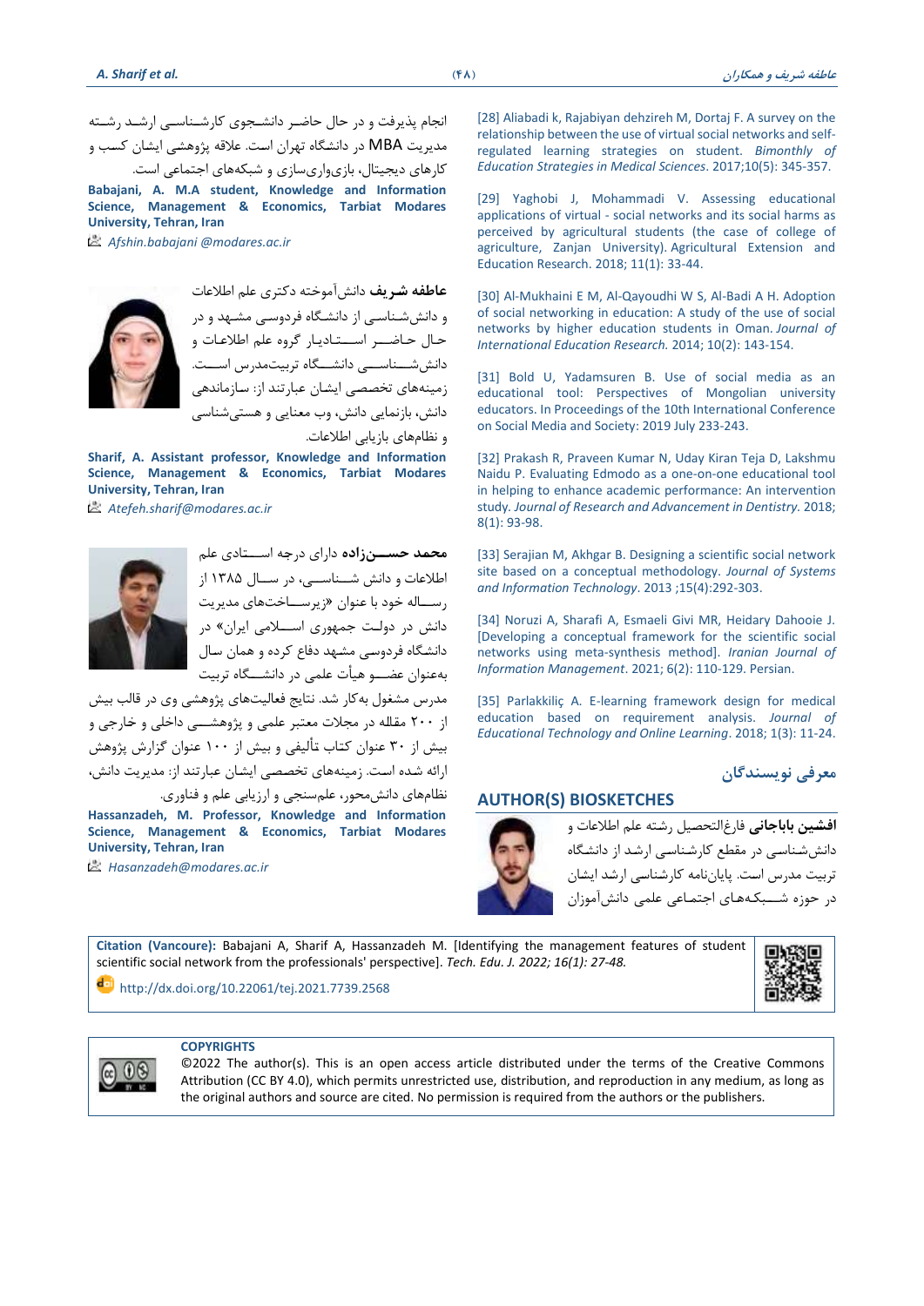[28] Aliabadi k, Rajabiyan dehzireh M, Dortaj F. A survey on the relationship between the use of virtual social networks and self-regulated learning strategies on student. *Bimonthly of Education Strategies in Medical Sciences*. 2017;10(5): 345-357.

[29] Yaghobi J, Mohammadi V. Assessing educational applications of virtual - social networks and its social harms as perceived by agricultural students (the case of college of agriculture, Zanjan University). Agricultural Extension and Education Research. 2018; 11(1): 33-44.

[30] Al-Mukhaini E M, Al-Qayoudhi W S, Al-Badi A H. Adoption of social networking in education: A study of the use of social networks by higher education students in Oman. *Journal of International Education Research.* 2014; 10(2): 143-154.

[31] Bold U, Yadamsuren B. Use of social media as an educational tool: Perspectives of Mongolian university educators. In Proceedings of the 10th International Conference on Social Media and Society: 2019 July 233-243.

[32] Prakash R, Praveen Kumar N, Uday Kiran Teja D, Lakshmu Naidu P. Evaluating Edmodo as a one-on-one educational tool in helping to enhance academic performance: An intervention study. *Journal of Research and Advancement in Dentistry.* 2018; 8(1): 93-98.

[33] Serajian M, Akhgar B. Designing a scientific social network site based on a conceptual methodology. *Journal of Systems and Information Technology*. 2013 ;15(4):292-303.

[34] Noruzi A, Sharafi A, Esmaeli Givi MR, Heidary Dahooie J. [Developing a conceptual framework for the scientific social networks using meta-synthesis method]. *Iranian Journal of Information Management*. 2021; 6(2): 110-129. Persian.

[35] Parlakkiliç A. E-learning framework design for medical education based on requirement analysis. *Journal of Educational Technology and Online Learning*. 2018; 1(3): 11-24.

## معرفی نویسندگان

## AUTHOR(S) BIOSKETCHES

**افشین باباجانی** فارغ‌التحصیل رشته علم اطلاعات و دانش‌شناسی در مقطع کارشناسی ارشد از دانشگاه تربیت مدرس است. پایان‌نامه کارشناسی ارشد ایشان در حوزه شبکه‌های اجتماعی علمی دانش‌آموزان انجام پذیرفت و در حال حاضر دانشجوی کارشناسی ارشد رشته مدیریت MBA در دانشگاه تهران است. علاقه پژوهشی ایشان کسب و کارهای دیجیتال، بازی‌وارسازی و شبکه‌های اجتماعی است.

**Babajani, A.** M.A student, Knowledge and Information Science, Management & Economics, Tarbiat Modares University, Tehran, Iran

*Afshin.babajani @modares.ac.ir*

**عاطفه شریف** دانش‌آموخته دکتری علم اطلاعات و دانش‌شناسی از دانشگاه فردوسی مشهد و در حال حاضر استادیار گروه علم اطلاعات و دانش‌شناسی دانشگاه تربیت‌مدرس است. زمینه‌های تخصصی ایشان عبارتند از: سازماندهی دانش، بازنمایی دانش، وب معنایی و هستی‌شناسی و نظام‌های بازیابی اطلاعات.

**Sharif, A.** Assistant professor, Knowledge and Information Science, Management & Economics, Tarbiat Modares University, Tehran, Iran

*Atefeh.sharif@modares.ac.ir*

**محمد حسن‌زاده** دارای درجه استادی علم اطلاعات و دانش شناسی، در سال ۱۳۸۵ از رساله خود با عنوان «زیرساخت‌های مدیریت دانش در دولت جمهوری اسلامی ایران» در دانشگاه فردوسی مشهد دفاع کرده و همان سال به‌عنوان عضو هیأت علمی در دانشگاه تربیت مدرس مشغول به‌کار شد. نتایج فعالیت‌های پژوهشی وی در قالب بیش از ۲۰۰ مقاله در مجلات معتبر علمی و پژوهشی داخلی و خارجی و بیش از ۳۰ عنوان کتاب تألیفی و بیش از ۱۰۰ عنوان گزارش پژوهش ارائه شده است. زمینه‌های تخصصی ایشان عبارتند از: مدیریت دانش، نظام‌های دانش‌محور، علم‌سنجی و ارزیابی علم و فناوری.

**Hassanzadeh, M.** Professor, Knowledge and Information Science, Management & Economics, Tarbiat Modares University, Tehran, Iran

*Hasanzadeh@modares.ac.ir*

**Citation (Vancoure):** Babajani A, Sharif A, Hassanzadeh M. [Identifying the management features of student scientific social network from the professionals' perspective]. *Tech. Edu. J. 2022; 16(1): 27-48.*

http://dx.doi.org/10.22061/tej.2021.7739.2568

**COPYRIGHTS**

©2022 The author(s). This is an open access article distributed under the terms of the Creative Commons Attribution (CC BY 4.0), which permits unrestricted use, distribution, and reproduction in any medium, as long as the original authors and source are cited. No permission is required from the authors or the publishers.